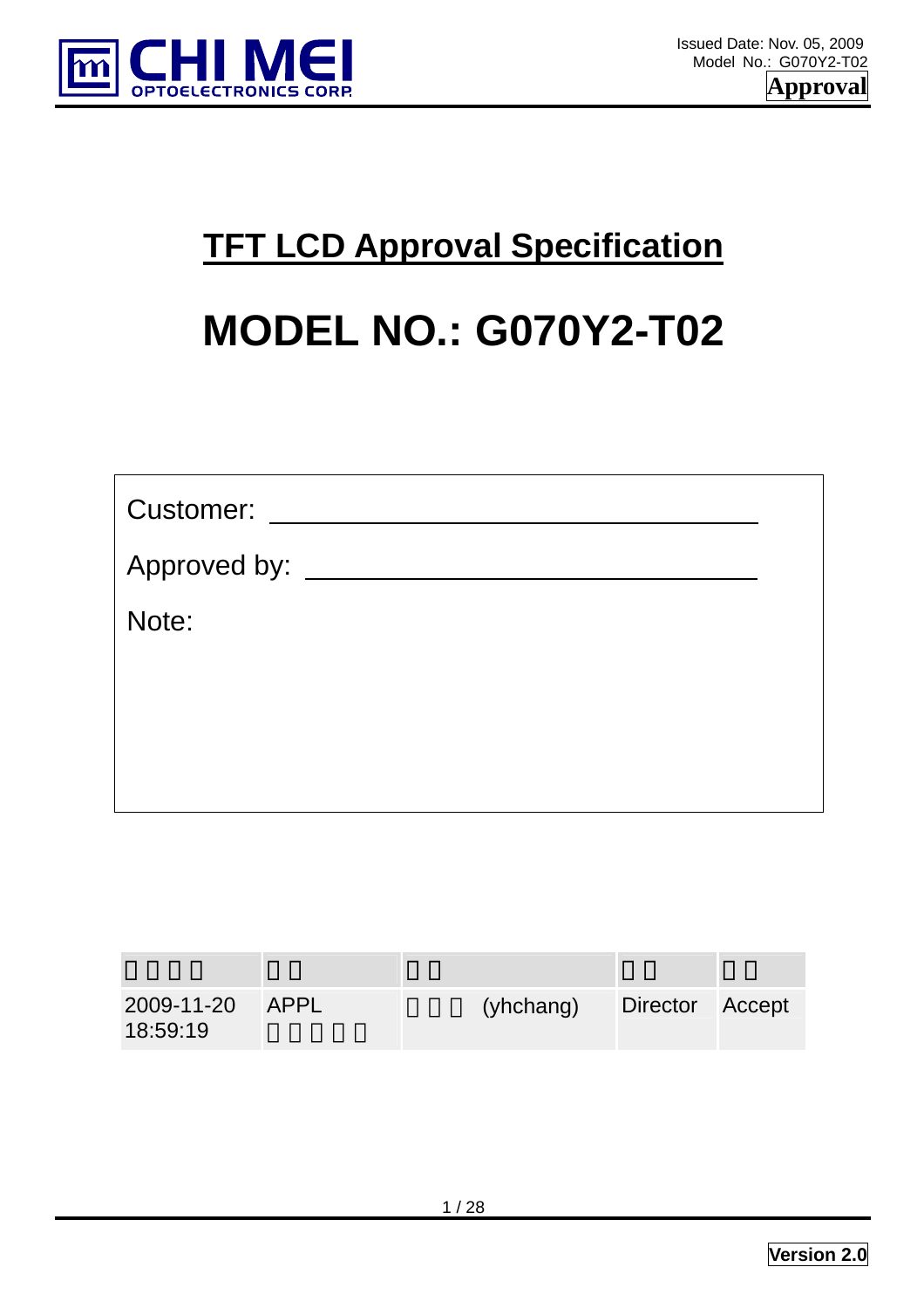# TFT LCD Approval Specification

# MODEL NO.: G070Y2-T02

Customer: ________________________________

Approved by: ________________________________

Note:

| □□□□ | □□ | □□ | □□ | □□ |
|---|---|---|---|---|
| 2009-11-20 18:59:19 | APPL □□□□□ | □□□ (yhchang) | Director | Accept |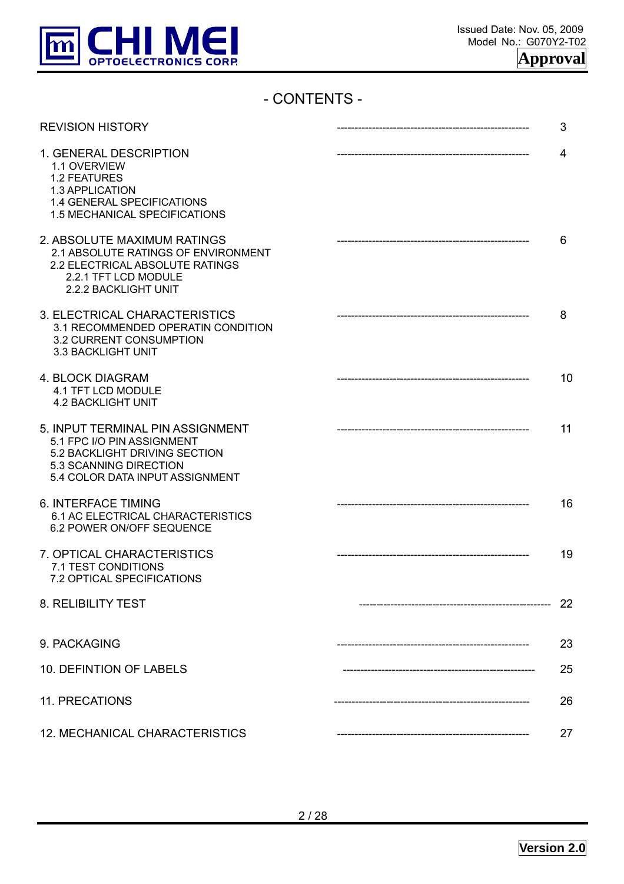# - CONTENTS -

| | |
|---|---|
| REVISION HISTORY | 3 |
| 1. GENERAL DESCRIPTION<br>1.1 OVERVIEW<br>1.2 FEATURES<br>1.3 APPLICATION<br>1.4 GENERAL SPECIFICATIONS<br>1.5 MECHANICAL SPECIFICATIONS | 4 |
| 2. ABSOLUTE MAXIMUM RATINGS<br>2.1 ABSOLUTE RATINGS OF ENVIRONMENT<br>2.2 ELECTRICAL ABSOLUTE RATINGS<br>2.2.1 TFT LCD MODULE<br>2.2.2 BACKLIGHT UNIT | 6 |
| 3. ELECTRICAL CHARACTERISTICS<br>3.1 RECOMMENDED OPERATIN CONDITION<br>3.2 CURRENT CONSUMPTION<br>3.3 BACKLIGHT UNIT | 8 |
| 4. BLOCK DIAGRAM<br>4.1 TFT LCD MODULE<br>4.2 BACKLIGHT UNIT | 10 |
| 5. INPUT TERMINAL PIN ASSIGNMENT<br>5.1 FPC I/O PIN ASSIGNMENT<br>5.2 BACKLIGHT DRIVING SECTION<br>5.3 SCANNING DIRECTION<br>5.4 COLOR DATA INPUT ASSIGNMENT | 11 |
| 6. INTERFACE TIMING<br>6.1 AC ELECTRICAL CHARACTERISTICS<br>6.2 POWER ON/OFF SEQUENCE | 16 |
| 7. OPTICAL CHARACTERISTICS<br>7.1 TEST CONDITIONS<br>7.2 OPTICAL SPECIFICATIONS | 19 |
| 8. RELIBILITY TEST | 22 |
| 9. PACKAGING | 23 |
| 10. DEFINTION OF LABELS | 25 |
| 11. PRECATIONS | 26 |
| 12. MECHANICAL CHARACTERISTICS | 27 |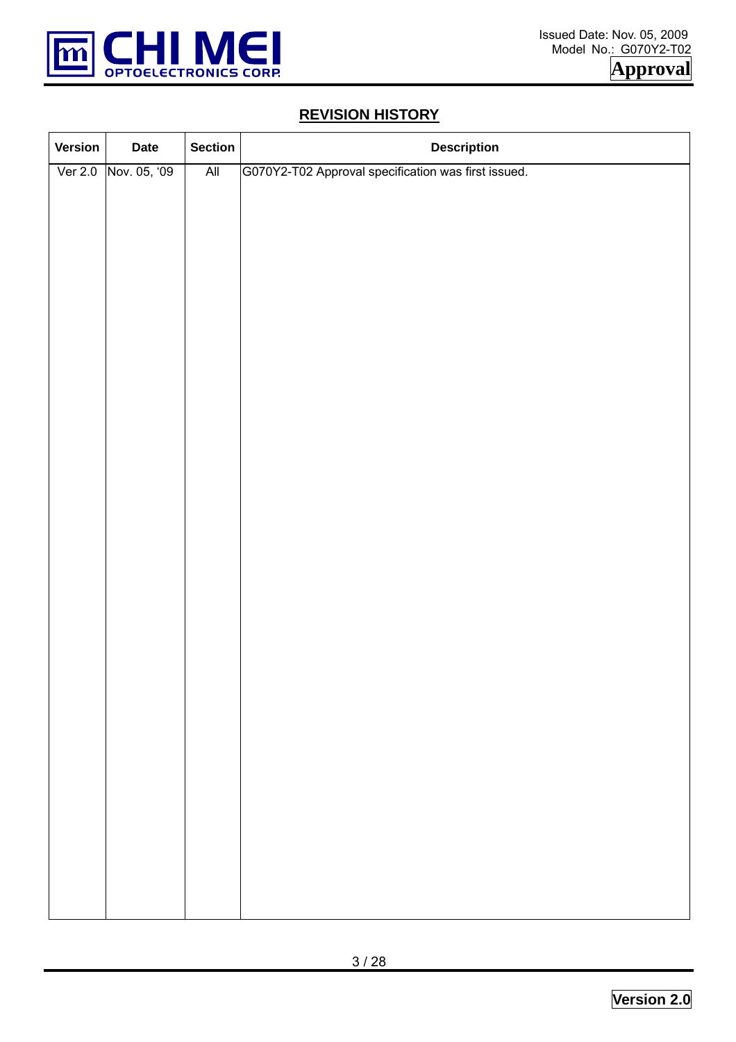## REVISION HISTORY

| Version | Date | Section | Description |
|---|---|---|---|
| Ver 2.0 | Nov. 05, '09 | All | G070Y2-T02 Approval specification was first issued. |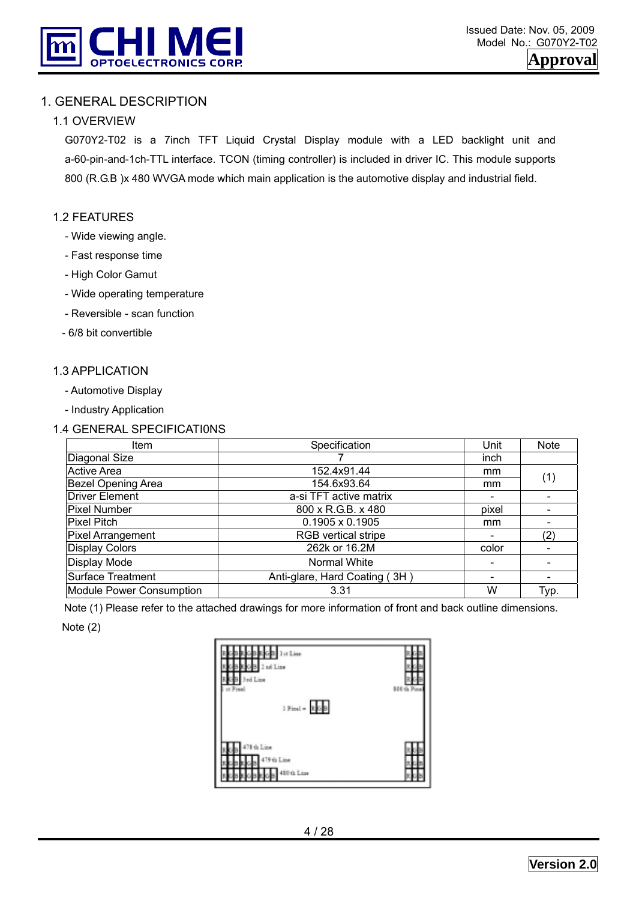# 1. GENERAL DESCRIPTION

## 1.1 OVERVIEW

G070Y2-T02 is a 7inch TFT Liquid Crystal Display module with a LED backlight unit and a-60-pin-and-1ch-TTL interface. TCON (timing controller) is included in driver IC. This module supports 800 (R.G.B )x 480 WVGA mode which main application is the automotive display and industrial field.

## 1.2 FEATURES

- Wide viewing angle.
- Fast response time
- High Color Gamut
- Wide operating temperature
- Reversible - scan function
- 6/8 bit convertible

## 1.3 APPLICATION

- Automotive Display
- Industry Application

## 1.4 GENERAL SPECIFICATI0NS

| Item | Specification | Unit | Note |
|---|---|---|---|
| Diagonal Size | 7 | inch | |
| Active Area | 152.4x91.44 | mm | (1) |
| Bezel Opening Area | 154.6x93.64 | mm | |
| Driver Element | a-si TFT active matrix | - | - |
| Pixel Number | 800 x R.G.B. x 480 | pixel | - |
| Pixel Pitch | 0.1905 x 0.1905 | mm | - |
| Pixel Arrangement | RGB vertical stripe | - | (2) |
| Display Colors | 262k or 16.2M | color | - |
| Display Mode | Normal White | - | - |
| Surface Treatment | Anti-glare, Hard Coating ( 3H ) | - | - |
| Module Power Consumption | 3.31 | W | Typ. |

Note (1) Please refer to the attached drawings for more information of front and back outline dimensions.

Note (2)

1 st Line
2 nd Line
3rd Line
1 st Pixel
800 th Pixel
1 Pixel = RGB
478 th Line
479 th Line
480 th Line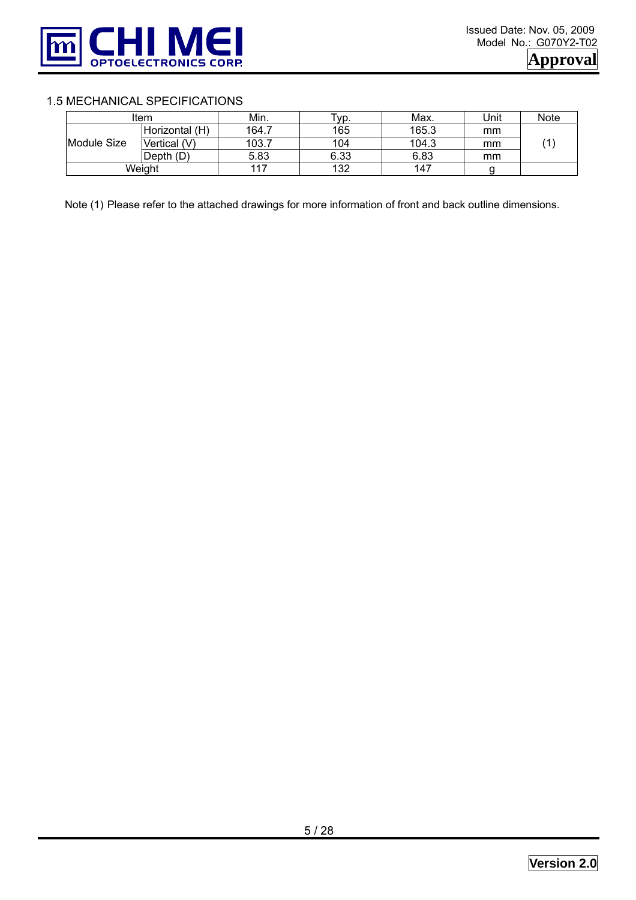### 1.5 MECHANICAL SPECIFICATIONS

| Item | | Min. | Typ. | Max. | Unit | Note |
|---|---|---|---|---|---|---|
| Module Size | Horizontal (H) | 164.7 | 165 | 165.3 | mm | (1) |
| | Vertical (V) | 103.7 | 104 | 104.3 | mm | |
| | Depth (D) | 5.83 | 6.33 | 6.83 | mm | |
| Weight | | 117 | 132 | 147 | g | |

Note (1) Please refer to the attached drawings for more information of front and back outline dimensions.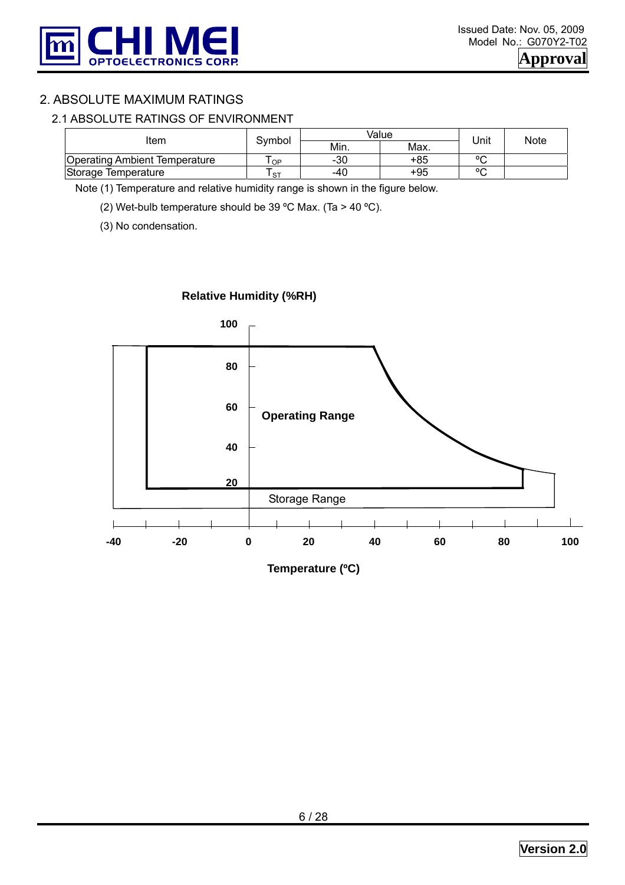## 2. ABSOLUTE MAXIMUM RATINGS

### 2.1 ABSOLUTE RATINGS OF ENVIRONMENT

| Item | Symbol | Value | | Unit | Note |
|---|---|---|---|---|---|
| | | Min. | Max. | | |
| Operating Ambient Temperature | $T_{OP}$ | -30 | +85 | ºC | |
| Storage Temperature | $T_{ST}$ | -40 | +95 | ºC | |

Note (1) Temperature and relative humidity range is shown in the figure below.

(2) Wet-bulb temperature should be 39 ºC Max. (Ta > 40 ºC).

(3) No condensation.

Relative Humidity (%RH)

100
80
60
40
20

Operating Range

Storage Range

-40
-20
0
20
40
60
80
100

Temperature (ºC)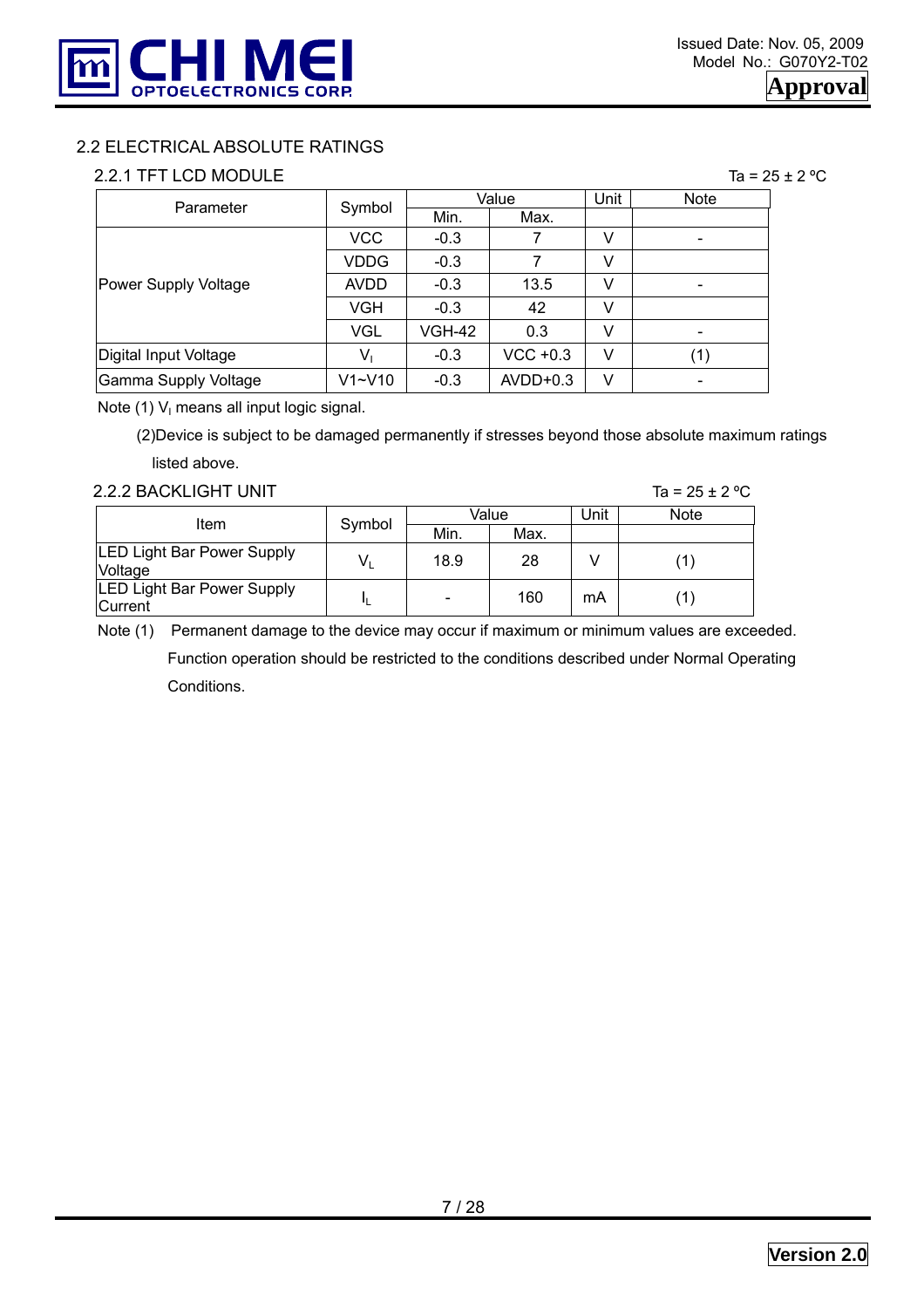## 2.2 ELECTRICAL ABSOLUTE RATINGS

### 2.2.1 TFT LCD MODULE

Ta = 25 ± 2 ºC

| Parameter | Symbol | Value | | Unit | Note |
|---|---|---|---|---|---|
| | | Min. | Max. | | |
| Power Supply Voltage | VCC | -0.3 | 7 | V | - |
| | VDDG | -0.3 | 7 | V | |
| | AVDD | -0.3 | 13.5 | V | - |
| | VGH | -0.3 | 42 | V | |
| | VGL | VGH-42 | 0.3 | V | - |
| Digital Input Voltage | $V_I$ | -0.3 | VCC +0.3 | V | (1) |
| Gamma Supply Voltage | V1~V10 | -0.3 | AVDD+0.3 | V | - |

Note (1) $V_I$ means all input logic signal.

(2)Device is subject to be damaged permanently if stresses beyond those absolute maximum ratings listed above.

### 2.2.2 BACKLIGHT UNIT

Ta = 25 ± 2 ºC

| Item | Symbol | Value | | Unit | Note |
|---|---|---|---|---|---|
| | | Min. | Max. | | |
| LED Light Bar Power Supply Voltage | $V_L$ | 18.9 | 28 | V | (1) |
| LED Light Bar Power Supply Current | $I_L$ | - | 160 | mA | (1) |

Note (1) Permanent damage to the device may occur if maximum or minimum values are exceeded. Function operation should be restricted to the conditions described under Normal Operating Conditions.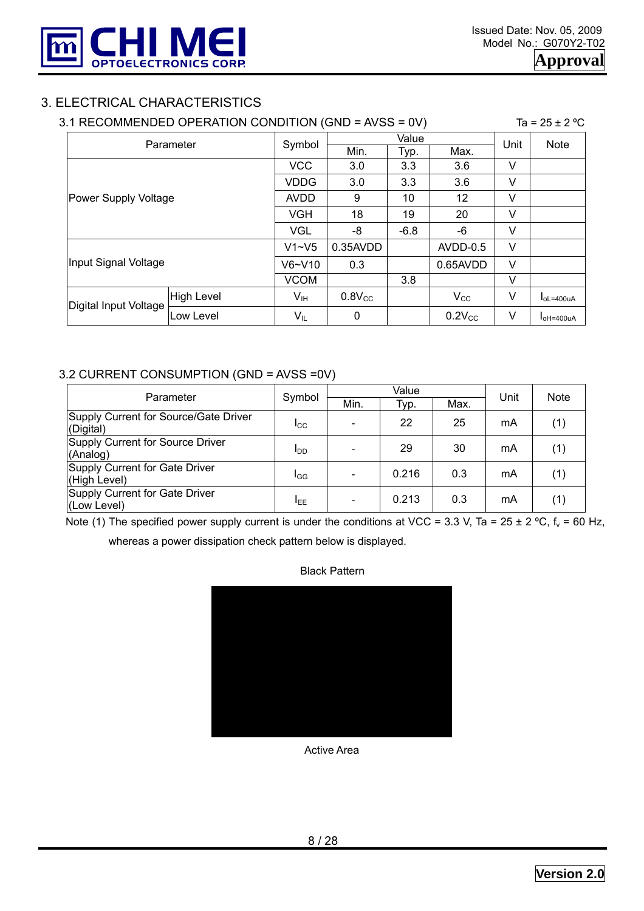# 3. ELECTRICAL CHARACTERISTICS

## 3.1 RECOMMENDED OPERATION CONDITION (GND = AVSS = 0V)

Ta = 25 ± 2 ºC

| Parameter | | Symbol | Value | | | Unit | Note |
|---|---|---|---|---|---|---|---|
| | | | Min. | Typ. | Max. | | |
| Power Supply Voltage | | VCC | 3.0 | 3.3 | 3.6 | V | |
| | | VDDG | 3.0 | 3.3 | 3.6 | V | |
| | | AVDD | 9 | 10 | 12 | V | |
| | | VGH | 18 | 19 | 20 | V | |
| | | VGL | -8 | -6.8 | -6 | V | |
| Input Signal Voltage | | V1~V5 | 0.35AVDD | | AVDD-0.5 | V | |
| | | V6~V10 | 0.3 | | 0.65AVDD | V | |
| | | VCOM | | 3.8 | | V | |
| Digital Input Voltage | High Level | $V_{IH}$ | $0.8V_{CC}$ | | $V_{CC}$ | V | $I_{oL=400uA}$ |
| | Low Level | $V_{IL}$ | 0 | | $0.2V_{CC}$ | V | $I_{oH=400uA}$ |

## 3.2 CURRENT CONSUMPTION (GND = AVSS =0V)

| Parameter | Symbol | Value | | | Unit | Note |
|---|---|---|---|---|---|---|
| | | Min. | Typ. | Max. | | |
| Supply Current for Source/Gate Driver (Digital) | $I_{CC}$ | - | 22 | 25 | mA | (1) |
| Supply Current for Source Driver (Analog) | $I_{DD}$ | - | 29 | 30 | mA | (1) |
| Supply Current for Gate Driver (High Level) | $I_{GG}$ | - | 0.216 | 0.3 | mA | (1) |
| Supply Current for Gate Driver (Low Level) | $I_{EE}$ | - | 0.213 | 0.3 | mA | (1) |

Note (1) The specified power supply current is under the conditions at VCC = 3.3 V, Ta = 25 ± 2 ºC, $f_v$ = 60 Hz, whereas a power dissipation check pattern below is displayed.

Black Pattern

Active Area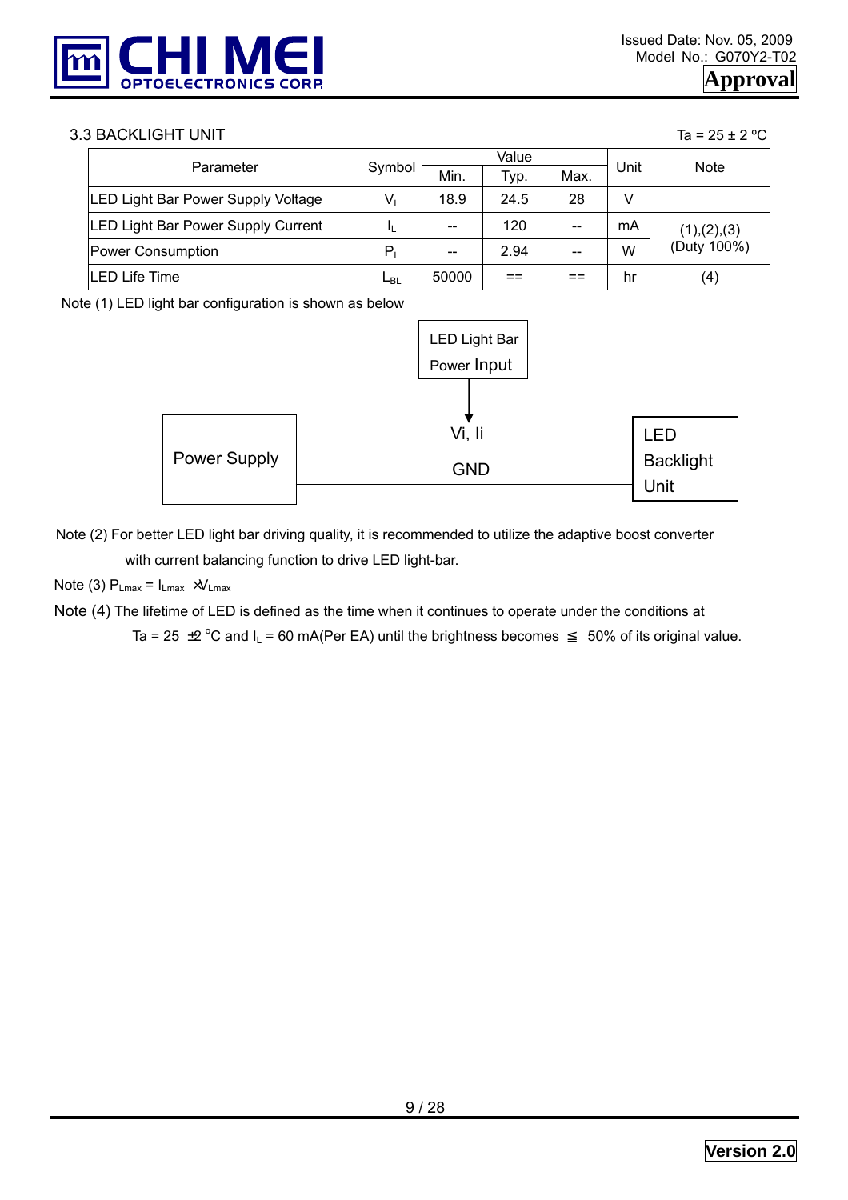### 3.3 BACKLIGHT UNIT

Ta = 25 ± 2 ºC

| Parameter | Symbol | Value | | | Unit | Note |
|---|---|---|---|---|---|---|
| | | Min. | Typ. | Max. | | |
| LED Light Bar Power Supply Voltage | $V_L$ | 18.9 | 24.5 | 28 | V | |
| LED Light Bar Power Supply Current | $I_L$ | -- | 120 | -- | mA | (1),(2),(3) (Duty 100%) |
| Power Consumption | $P_L$ | -- | 2.94 | -- | W | |
| LED Life Time | $L_{BL}$ | 50000 | == | == | hr | (4) |

Note (1) LED light bar configuration is shown as below

LED Light Bar Power Input

Power Supply

Vi, Ii

GND

LED Backlight Unit

Note (2) For better LED light bar driving quality, it is recommended to utilize the adaptive boost converter with current balancing function to drive LED light-bar.

Note (3) $P_{Lmax} = I_{Lmax} \times V_{Lmax}$

Note (4) The lifetime of LED is defined as the time when it continues to operate under the conditions at Ta = 25 ±2 °C and $I_L$ = 60 mA(Per EA) until the brightness becomes ≦ 50% of its original value.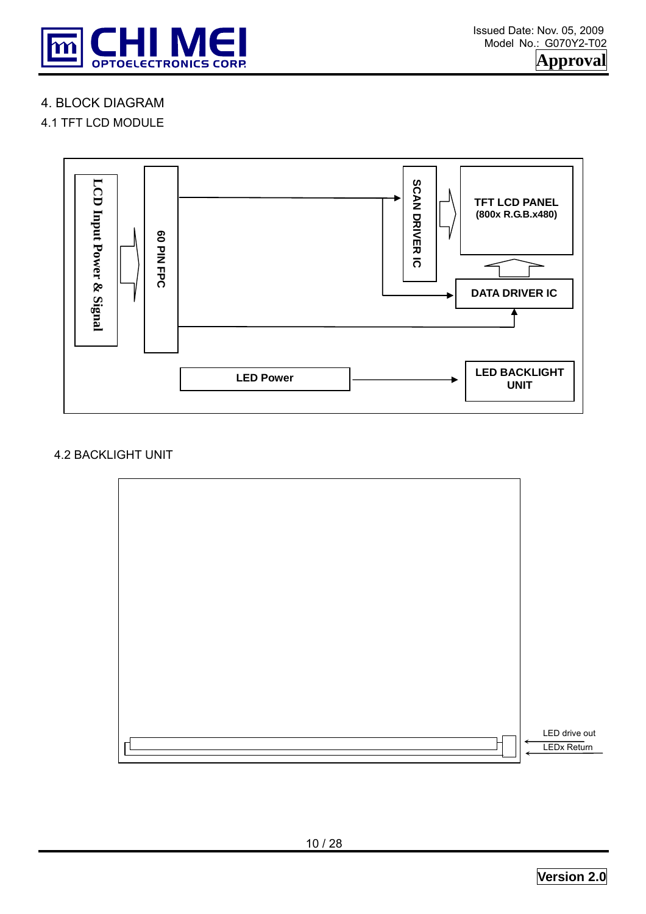## 4. BLOCK DIAGRAM

### 4.1 TFT LCD MODULE

LCD Input Power & Signal

60 PIN FPC

SCAN DRIVER IC

TFT LCD PANEL
(800x R.G.B.x480)

DATA DRIVER IC

LED Power

LED BACKLIGHT UNIT

### 4.2 BACKLIGHT UNIT

LED drive out

LEDx Return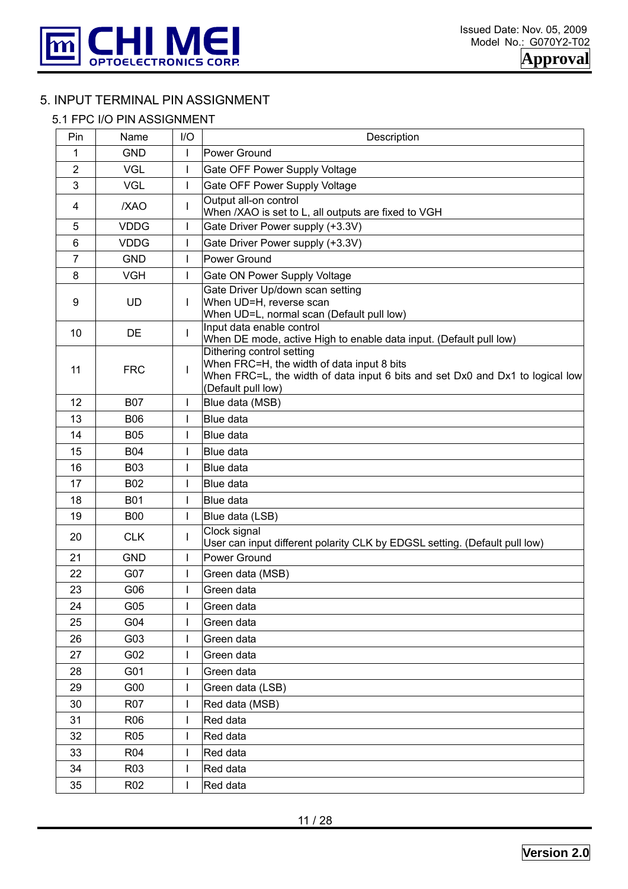## 5. INPUT TERMINAL PIN ASSIGNMENT

### 5.1 FPC I/O PIN ASSIGNMENT

| Pin | Name | I/O | Description |
|---|---|---|---|
| 1 | GND | I | Power Ground |
| 2 | VGL | I | Gate OFF Power Supply Voltage |
| 3 | VGL | I | Gate OFF Power Supply Voltage |
| 4 | /XAO | I | Output all-on control<br>When /XAO is set to L, all outputs are fixed to VGH |
| 5 | VDDG | I | Gate Driver Power supply (+3.3V) |
| 6 | VDDG | I | Gate Driver Power supply (+3.3V) |
| 7 | GND | I | Power Ground |
| 8 | VGH | I | Gate ON Power Supply Voltage |
| 9 | UD | I | Gate Driver Up/down scan setting<br>When UD=H, reverse scan<br>When UD=L, normal scan (Default pull low) |
| 10 | DE | I | Input data enable control<br>When DE mode, active High to enable data input. (Default pull low) |
| 11 | FRC | I | Dithering control setting<br>When FRC=H, the width of data input 8 bits<br>When FRC=L, the width of data input 6 bits and set Dx0 and Dx1 to logical low (Default pull low) |
| 12 | B07 | I | Blue data (MSB) |
| 13 | B06 | I | Blue data |
| 14 | B05 | I | Blue data |
| 15 | B04 | I | Blue data |
| 16 | B03 | I | Blue data |
| 17 | B02 | I | Blue data |
| 18 | B01 | I | Blue data |
| 19 | B00 | I | Blue data (LSB) |
| 20 | CLK | I | Clock signal<br>User can input different polarity CLK by EDGSL setting. (Default pull low) |
| 21 | GND | I | Power Ground |
| 22 | G07 | I | Green data (MSB) |
| 23 | G06 | I | Green data |
| 24 | G05 | I | Green data |
| 25 | G04 | I | Green data |
| 26 | G03 | I | Green data |
| 27 | G02 | I | Green data |
| 28 | G01 | I | Green data |
| 29 | G00 | I | Green data (LSB) |
| 30 | R07 | I | Red data (MSB) |
| 31 | R06 | I | Red data |
| 32 | R05 | I | Red data |
| 33 | R04 | I | Red data |
| 34 | R03 | I | Red data |
| 35 | R02 | I | Red data |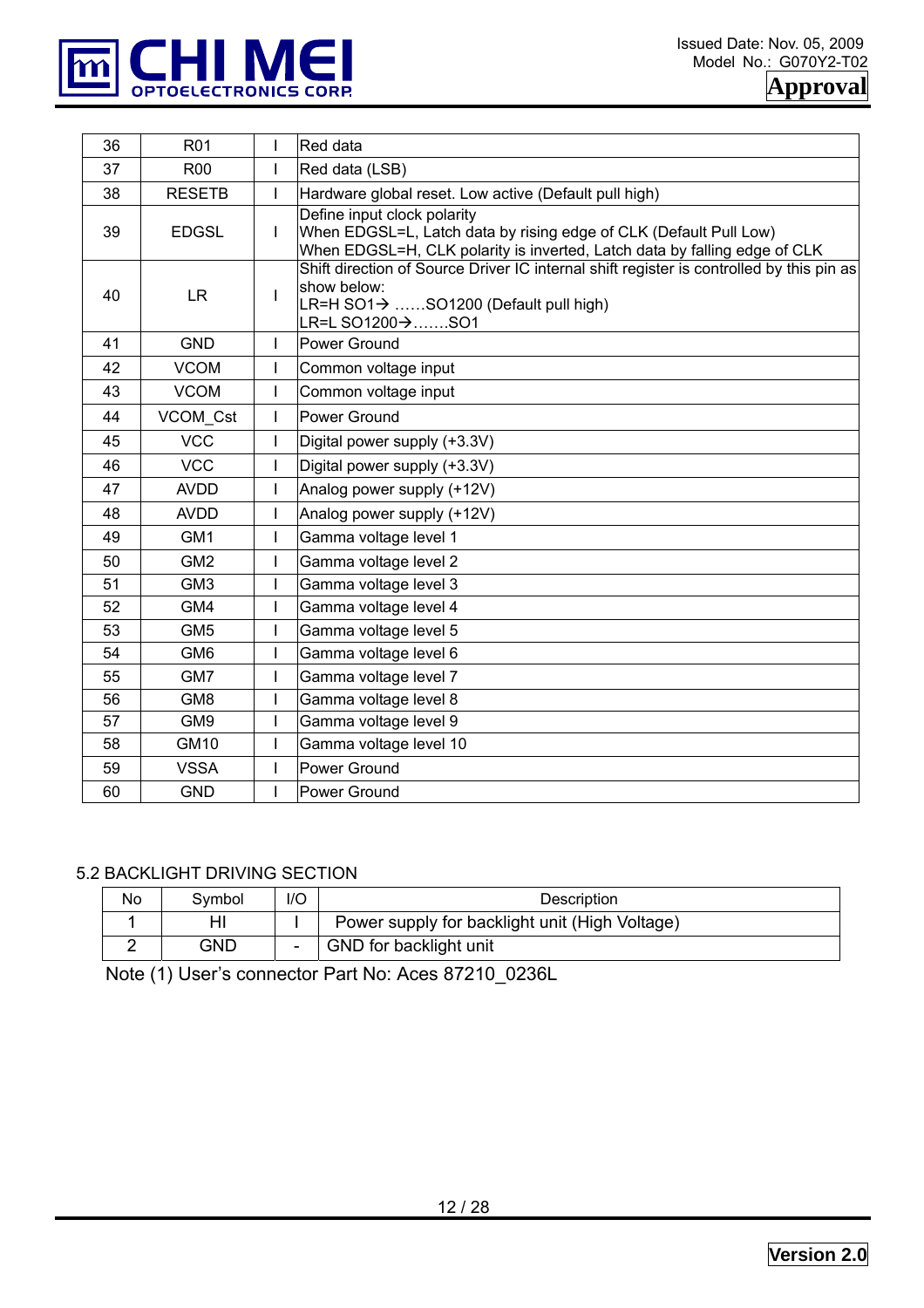| | | | |
|---|---|---|---|
| 36 | R01 | I | Red data |
| 37 | R00 | I | Red data (LSB) |
| 38 | RESETB | I | Hardware global reset. Low active (Default pull high) |
| 39 | EDGSL | I | Define input clock polarity<br>When EDGSL=L, Latch data by rising edge of CLK (Default Pull Low)<br>When EDGSL=H, CLK polarity is inverted, Latch data by falling edge of CLK |
| 40 | LR | I | Shift direction of Source Driver IC internal shift register is controlled by this pin as show below:<br>LR=H SO1→ ……SO1200 (Default pull high)<br>LR=L SO1200→…….SO1 |
| 41 | GND | I | Power Ground |
| 42 | VCOM | I | Common voltage input |
| 43 | VCOM | I | Common voltage input |
| 44 | VCOM_Cst | I | Power Ground |
| 45 | VCC | I | Digital power supply (+3.3V) |
| 46 | VCC | I | Digital power supply (+3.3V) |
| 47 | AVDD | I | Analog power supply (+12V) |
| 48 | AVDD | I | Analog power supply (+12V) |
| 49 | GM1 | I | Gamma voltage level 1 |
| 50 | GM2 | I | Gamma voltage level 2 |
| 51 | GM3 | I | Gamma voltage level 3 |
| 52 | GM4 | I | Gamma voltage level 4 |
| 53 | GM5 | I | Gamma voltage level 5 |
| 54 | GM6 | I | Gamma voltage level 6 |
| 55 | GM7 | I | Gamma voltage level 7 |
| 56 | GM8 | I | Gamma voltage level 8 |
| 57 | GM9 | I | Gamma voltage level 9 |
| 58 | GM10 | I | Gamma voltage level 10 |
| 59 | VSSA | I | Power Ground |
| 60 | GND | I | Power Ground |

## 5.2 BACKLIGHT DRIVING SECTION

| No | Symbol | I/O | Description |
|---|---|---|---|
| 1 | HI | I | Power supply for backlight unit (High Voltage) |
| 2 | GND | - | GND for backlight unit |

Note (1) User's connector Part No: Aces 87210_0236L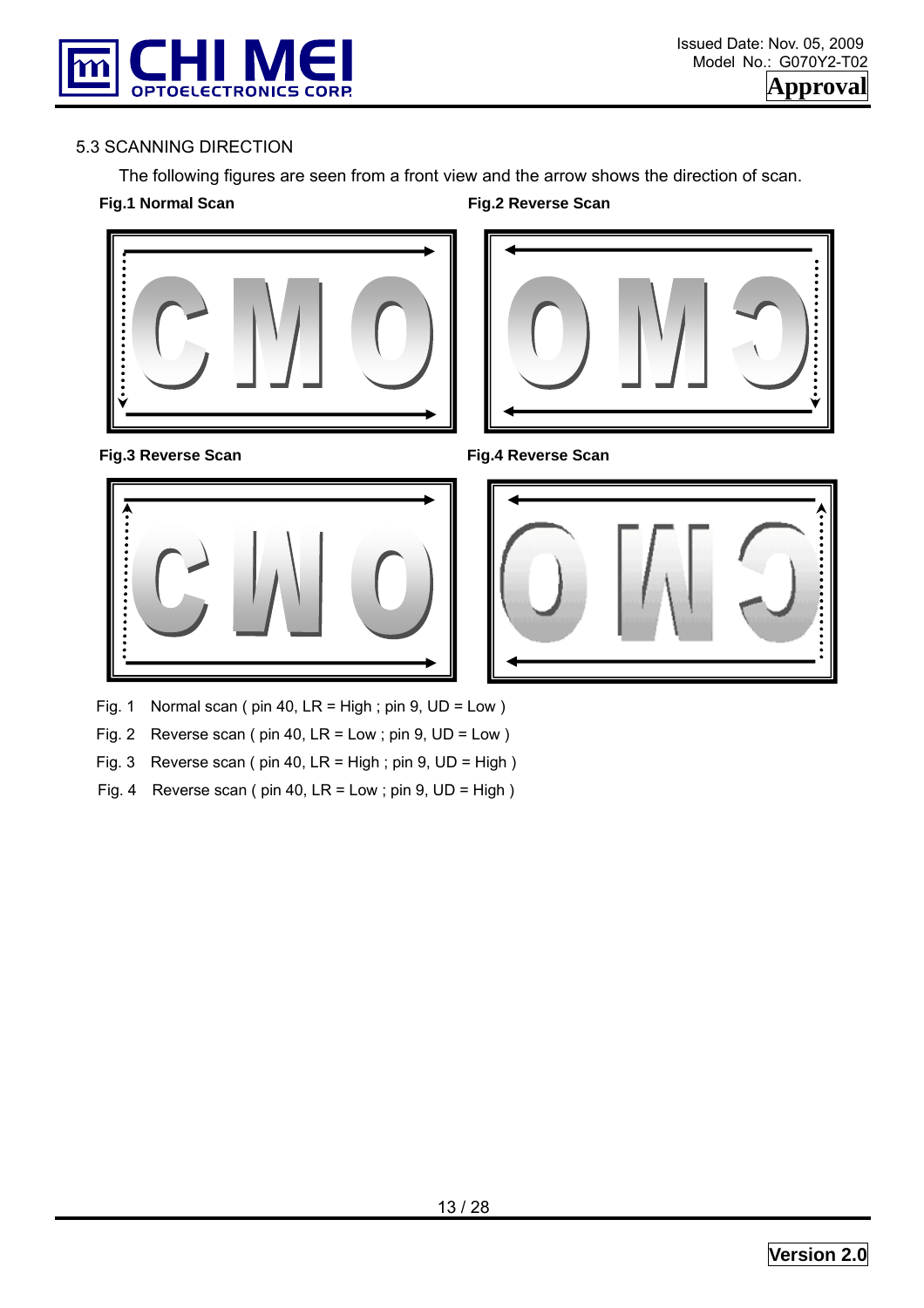### 5.3 SCANNING DIRECTION

The following figures are seen from a front view and the arrow shows the direction of scan.

**Fig.1 Normal Scan**

**Fig.2 Reverse Scan**

**Fig.3 Reverse Scan**

**Fig.4 Reverse Scan**

Fig. 1 Normal scan ( pin 40, LR = High ; pin 9, UD = Low )

Fig. 2 Reverse scan ( pin 40, LR = Low ; pin 9, UD = Low )

Fig. 3 Reverse scan ( pin 40, LR = High ; pin 9, UD = High )

Fig. 4 Reverse scan ( pin 40, LR = Low ; pin 9, UD = High )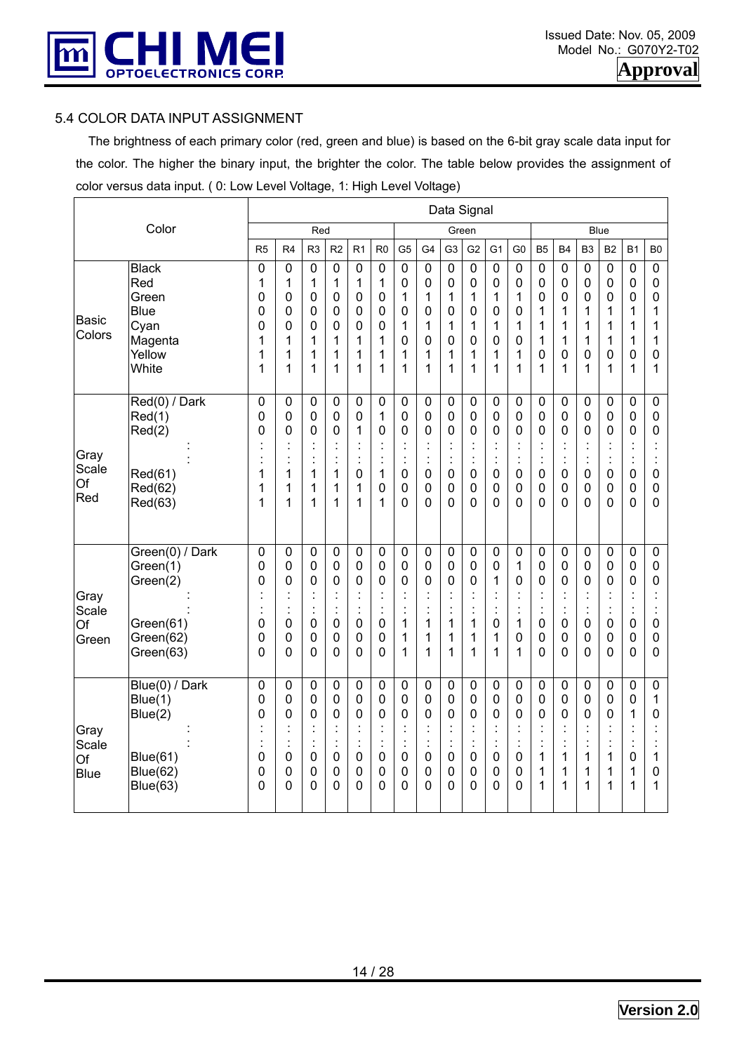### 5.4 COLOR DATA INPUT ASSIGNMENT

The brightness of each primary color (red, green and blue) is based on the 6-bit gray scale data input for the color. The higher the binary input, the brighter the color. The table below provides the assignment of color versus data input. ( 0: Low Level Voltage, 1: High Level Voltage)

| Color | | Data Signal | | | | | | | | | | | | | | | | | |
|---|---|---|---|---|---|---|---|---|---|---|---|---|---|---|---|---|---|---|---|
| | | Red | | | | | | Green | | | | | | Blue | | | | | |
| | | R5 | R4 | R3 | R2 | R1 | R0 | G5 | G4 | G3 | G2 | G1 | G0 | B5 | B4 | B3 | B2 | B1 | B0 |
| Basic Colors | Black | 0 | 0 | 0 | 0 | 0 | 0 | 0 | 0 | 0 | 0 | 0 | 0 | 0 | 0 | 0 | 0 | 0 | 0 |
| | Red | 1 | 1 | 1 | 1 | 1 | 1 | 0 | 0 | 0 | 0 | 0 | 0 | 0 | 0 | 0 | 0 | 0 | 0 |
| | Green | 0 | 0 | 0 | 0 | 0 | 0 | 1 | 1 | 1 | 1 | 1 | 1 | 0 | 0 | 0 | 0 | 0 | 0 |
| | Blue | 0 | 0 | 0 | 0 | 0 | 0 | 0 | 0 | 0 | 0 | 0 | 0 | 1 | 1 | 1 | 1 | 1 | 1 |
| | Cyan | 0 | 0 | 0 | 0 | 0 | 0 | 1 | 1 | 1 | 1 | 1 | 1 | 1 | 1 | 1 | 1 | 1 | 1 |
| | Magenta | 1 | 1 | 1 | 1 | 1 | 1 | 0 | 0 | 0 | 0 | 0 | 0 | 1 | 1 | 1 | 1 | 1 | 1 |
| | Yellow | 1 | 1 | 1 | 1 | 1 | 1 | 1 | 1 | 1 | 1 | 1 | 1 | 0 | 0 | 0 | 0 | 0 | 0 |
| | White | 1 | 1 | 1 | 1 | 1 | 1 | 1 | 1 | 1 | 1 | 1 | 1 | 1 | 1 | 1 | 1 | 1 | 1 |
| Gray Scale Of Red | Red(0) / Dark | 0 | 0 | 0 | 0 | 0 | 0 | 0 | 0 | 0 | 0 | 0 | 0 | 0 | 0 | 0 | 0 | 0 | 0 |
| | Red(1) | 0 | 0 | 0 | 0 | 0 | 1 | 0 | 0 | 0 | 0 | 0 | 0 | 0 | 0 | 0 | 0 | 0 | 0 |
| | Red(2) | 0 | 0 | 0 | 0 | 1 | 0 | 0 | 0 | 0 | 0 | 0 | 0 | 0 | 0 | 0 | 0 | 0 | 0 |
| | : | : | : | : | : | : | : | : | : | : | : | : | : | : | : | : | : | : | : |
| | : | : | : | : | : | : | : | : | : | : | : | : | : | : | : | : | : | : | : |
| | Red(61) | 1 | 1 | 1 | 1 | 0 | 1 | 0 | 0 | 0 | 0 | 0 | 0 | 0 | 0 | 0 | 0 | 0 | 0 |
| | Red(62) | 1 | 1 | 1 | 1 | 1 | 0 | 0 | 0 | 0 | 0 | 0 | 0 | 0 | 0 | 0 | 0 | 0 | 0 |
| | Red(63) | 1 | 1 | 1 | 1 | 1 | 1 | 0 | 0 | 0 | 0 | 0 | 0 | 0 | 0 | 0 | 0 | 0 | 0 |
| Gray Scale Of Green | Green(0) / Dark | 0 | 0 | 0 | 0 | 0 | 0 | 0 | 0 | 0 | 0 | 0 | 0 | 0 | 0 | 0 | 0 | 0 | 0 |
| | Green(1) | 0 | 0 | 0 | 0 | 0 | 0 | 0 | 0 | 0 | 0 | 0 | 1 | 0 | 0 | 0 | 0 | 0 | 0 |
| | Green(2) | 0 | 0 | 0 | 0 | 0 | 0 | 0 | 0 | 0 | 0 | 1 | 0 | 0 | 0 | 0 | 0 | 0 | 0 |
| | : | : | : | : | : | : | : | : | : | : | : | : | : | : | : | : | : | : | : |
| | : | : | : | : | : | : | : | : | : | : | : | : | : | : | : | : | : | : | : |
| | Green(61) | 0 | 0 | 0 | 0 | 0 | 0 | 1 | 1 | 1 | 1 | 0 | 1 | 0 | 0 | 0 | 0 | 0 | 0 |
| | Green(62) | 0 | 0 | 0 | 0 | 0 | 0 | 1 | 1 | 1 | 1 | 1 | 0 | 0 | 0 | 0 | 0 | 0 | 0 |
| | Green(63) | 0 | 0 | 0 | 0 | 0 | 0 | 1 | 1 | 1 | 1 | 1 | 1 | 0 | 0 | 0 | 0 | 0 | 0 |
| Gray Scale Of Blue | Blue(0) / Dark | 0 | 0 | 0 | 0 | 0 | 0 | 0 | 0 | 0 | 0 | 0 | 0 | 0 | 0 | 0 | 0 | 0 | 0 |
| | Blue(1) | 0 | 0 | 0 | 0 | 0 | 0 | 0 | 0 | 0 | 0 | 0 | 0 | 0 | 0 | 0 | 0 | 0 | 1 |
| | Blue(2) | 0 | 0 | 0 | 0 | 0 | 0 | 0 | 0 | 0 | 0 | 0 | 0 | 0 | 0 | 0 | 0 | 1 | 0 |
| | : | : | : | : | : | : | : | : | : | : | : | : | : | : | : | : | : | : | : |
| | : | : | : | : | : | : | : | : | : | : | : | : | : | : | : | : | : | : | : |
| | Blue(61) | 0 | 0 | 0 | 0 | 0 | 0 | 0 | 0 | 0 | 0 | 0 | 0 | 1 | 1 | 1 | 1 | 0 | 1 |
| | Blue(62) | 0 | 0 | 0 | 0 | 0 | 0 | 0 | 0 | 0 | 0 | 0 | 0 | 1 | 1 | 1 | 1 | 1 | 0 |
| | Blue(63) | 0 | 0 | 0 | 0 | 0 | 0 | 0 | 0 | 0 | 0 | 0 | 0 | 1 | 1 | 1 | 1 | 1 | 1 |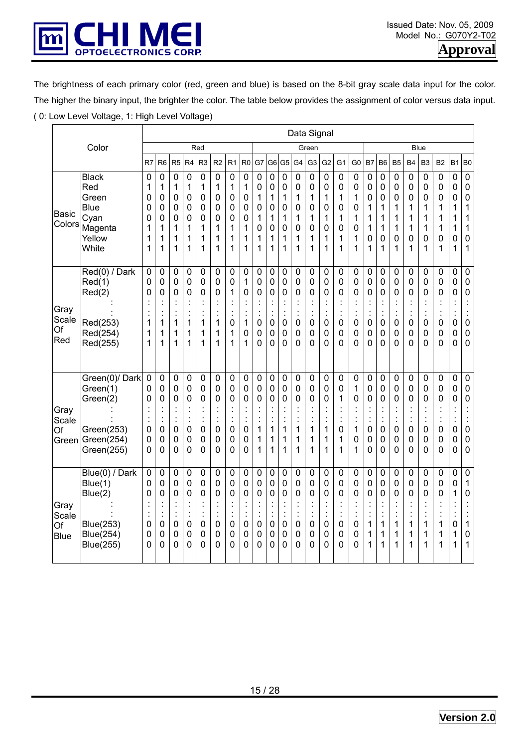The brightness of each primary color (red, green and blue) is based on the 8-bit gray scale data input for the color. The higher the binary input, the brighter the color. The table below provides the assignment of color versus data input. ( 0: Low Level Voltage, 1: High Level Voltage)

| Color | | Data Signal | | | | | | | | | | | | | | | | | | | | | | | |
|---|---|---|---|---|---|---|---|---|---|---|---|---|---|---|---|---|---|---|---|---|---|---|---|---|---|
| | | Red | | | | | | | | Green | | | | | | | | Blue | | | | | | | |
| | | R7 | R6 | R5 | R4 | R3 | R2 | R1 | R0 | G7 | G6 | G5 | G4 | G3 | G2 | G1 | G0 | B7 | B6 | B5 | B4 | B3 | B2 | B1 | B0 |
| Basic Colors | Black | 0 | 0 | 0 | 0 | 0 | 0 | 0 | 0 | 0 | 0 | 0 | 0 | 0 | 0 | 0 | 0 | 0 | 0 | 0 | 0 | 0 | 0 | 0 | 0 |
| | Red | 1 | 1 | 1 | 1 | 1 | 1 | 1 | 1 | 0 | 0 | 0 | 0 | 0 | 0 | 0 | 0 | 0 | 0 | 0 | 0 | 0 | 0 | 0 | 0 |
| | Green | 0 | 0 | 0 | 0 | 0 | 0 | 0 | 0 | 1 | 1 | 1 | 1 | 1 | 1 | 1 | 1 | 0 | 0 | 0 | 0 | 0 | 0 | 0 | 0 |
| | Blue | 0 | 0 | 0 | 0 | 0 | 0 | 0 | 0 | 0 | 0 | 0 | 0 | 0 | 0 | 0 | 0 | 1 | 1 | 1 | 1 | 1 | 1 | 1 | 1 |
| | Cyan | 0 | 0 | 0 | 0 | 0 | 0 | 0 | 0 | 1 | 1 | 1 | 1 | 1 | 1 | 1 | 1 | 1 | 1 | 1 | 1 | 1 | 1 | 1 | 1 |
| | Magenta | 1 | 1 | 1 | 1 | 1 | 1 | 1 | 1 | 0 | 0 | 0 | 0 | 0 | 0 | 0 | 0 | 1 | 1 | 1 | 1 | 1 | 1 | 1 | 1 |
| | Yellow | 1 | 1 | 1 | 1 | 1 | 1 | 1 | 1 | 1 | 1 | 1 | 1 | 1 | 1 | 1 | 1 | 0 | 0 | 0 | 0 | 0 | 0 | 0 | 0 |
| | White | 1 | 1 | 1 | 1 | 1 | 1 | 1 | 1 | 1 | 1 | 1 | 1 | 1 | 1 | 1 | 1 | 1 | 1 | 1 | 1 | 1 | 1 | 1 | 1 |
| Gray Scale Of Red | Red(0) / Dark | 0 | 0 | 0 | 0 | 0 | 0 | 0 | 0 | 0 | 0 | 0 | 0 | 0 | 0 | 0 | 0 | 0 | 0 | 0 | 0 | 0 | 0 | 0 | 0 |
| | Red(1) | 0 | 0 | 0 | 0 | 0 | 0 | 0 | 1 | 0 | 0 | 0 | 0 | 0 | 0 | 0 | 0 | 0 | 0 | 0 | 0 | 0 | 0 | 0 | 0 |
| | Red(2) | 0 | 0 | 0 | 0 | 0 | 0 | 1 | 0 | 0 | 0 | 0 | 0 | 0 | 0 | 0 | 0 | 0 | 0 | 0 | 0 | 0 | 0 | 0 | 0 |
| | : | : | : | : | : | : | : | : | : | : | : | : | : | : | : | : | : | : | : | : | : | : | : | : | : |
| | : | : | : | : | : | : | : | : | : | : | : | : | : | : | : | : | : | : | : | : | : | : | : | : | : |
| | Red(253) | 1 | 1 | 1 | 1 | 1 | 1 | 0 | 1 | 0 | 0 | 0 | 0 | 0 | 0 | 0 | 0 | 0 | 0 | 0 | 0 | 0 | 0 | 0 | 0 |
| | Red(254) | 1 | 1 | 1 | 1 | 1 | 1 | 1 | 0 | 0 | 0 | 0 | 0 | 0 | 0 | 0 | 0 | 0 | 0 | 0 | 0 | 0 | 0 | 0 | 0 |
| | Red(255) | 1 | 1 | 1 | 1 | 1 | 1 | 1 | 1 | 0 | 0 | 0 | 0 | 0 | 0 | 0 | 0 | 0 | 0 | 0 | 0 | 0 | 0 | 0 | 0 |
| Gray Scale Of Green | Green(0)/ Dark | 0 | 0 | 0 | 0 | 0 | 0 | 0 | 0 | 0 | 0 | 0 | 0 | 0 | 0 | 0 | 0 | 0 | 0 | 0 | 0 | 0 | 0 | 0 | 0 |
| | Green(1) | 0 | 0 | 0 | 0 | 0 | 0 | 0 | 0 | 0 | 0 | 0 | 0 | 0 | 0 | 0 | 1 | 0 | 0 | 0 | 0 | 0 | 0 | 0 | 0 |
| | Green(2) | 0 | 0 | 0 | 0 | 0 | 0 | 0 | 0 | 0 | 0 | 0 | 0 | 0 | 0 | 1 | 0 | 0 | 0 | 0 | 0 | 0 | 0 | 0 | 0 |
| | : | : | : | : | : | : | : | : | : | : | : | : | : | : | : | : | : | : | : | : | : | : | : | : | : |
| | : | : | : | : | : | : | : | : | : | : | : | : | : | : | : | : | : | : | : | : | : | : | : | : | : |
| | Green(253) | 0 | 0 | 0 | 0 | 0 | 0 | 0 | 0 | 1 | 1 | 1 | 1 | 1 | 1 | 0 | 1 | 0 | 0 | 0 | 0 | 0 | 0 | 0 | 0 |
| | Green(254) | 0 | 0 | 0 | 0 | 0 | 0 | 0 | 0 | 1 | 1 | 1 | 1 | 1 | 1 | 1 | 0 | 0 | 0 | 0 | 0 | 0 | 0 | 0 | 0 |
| | Green(255) | 0 | 0 | 0 | 0 | 0 | 0 | 0 | 0 | 1 | 1 | 1 | 1 | 1 | 1 | 1 | 1 | 0 | 0 | 0 | 0 | 0 | 0 | 0 | 0 |
| Gray Scale Of Blue | Blue(0) / Dark | 0 | 0 | 0 | 0 | 0 | 0 | 0 | 0 | 0 | 0 | 0 | 0 | 0 | 0 | 0 | 0 | 0 | 0 | 0 | 0 | 0 | 0 | 0 | 0 |
| | Blue(1) | 0 | 0 | 0 | 0 | 0 | 0 | 0 | 0 | 0 | 0 | 0 | 0 | 0 | 0 | 0 | 0 | 0 | 0 | 0 | 0 | 0 | 0 | 0 | 1 |
| | Blue(2) | 0 | 0 | 0 | 0 | 0 | 0 | 0 | 0 | 0 | 0 | 0 | 0 | 0 | 0 | 0 | 0 | 0 | 0 | 0 | 0 | 0 | 0 | 1 | 0 |
| | : | : | : | : | : | : | : | : | : | : | : | : | : | : | : | : | : | : | : | : | : | : | : | : | : |
| | : | : | : | : | : | : | : | : | : | : | : | : | : | : | : | : | : | : | : | : | : | : | : | : | : |
| | Blue(253) | 0 | 0 | 0 | 0 | 0 | 0 | 0 | 0 | 0 | 0 | 0 | 0 | 0 | 0 | 0 | 0 | 1 | 1 | 1 | 1 | 1 | 1 | 0 | 1 |
| | Blue(254) | 0 | 0 | 0 | 0 | 0 | 0 | 0 | 0 | 0 | 0 | 0 | 0 | 0 | 0 | 0 | 0 | 1 | 1 | 1 | 1 | 1 | 1 | 1 | 0 |
| | Blue(255) | 0 | 0 | 0 | 0 | 0 | 0 | 0 | 0 | 0 | 0 | 0 | 0 | 0 | 0 | 0 | 0 | 1 | 1 | 1 | 1 | 1 | 1 | 1 | 1 |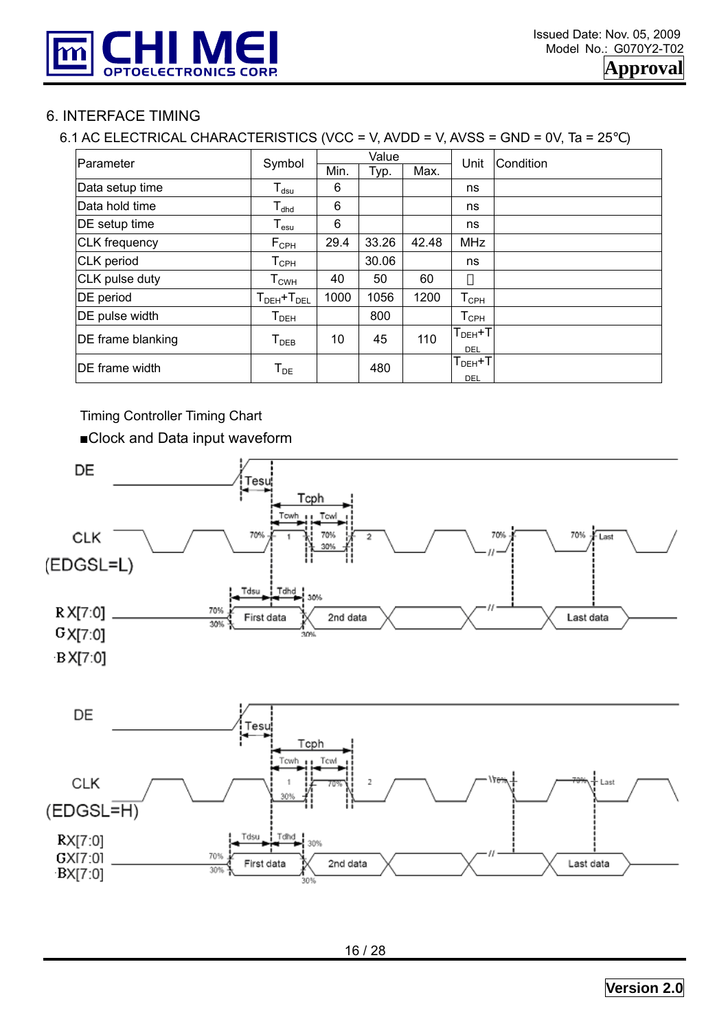## 6. INTERFACE TIMING

### 6.1 AC ELECTRICAL CHARACTERISTICS (VCC = V, AVDD = V, AVSS = GND = 0V, Ta = 25℃)

| Parameter | Symbol | Value | | | Unit | Condition |
|---|---|---|---|---|---|---|
| | | Min. | Typ. | Max. | | |
| Data setup time | $T_{dsu}$ | 6 | | | ns | |
| Data hold time | $T_{dhd}$ | 6 | | | ns | |
| DE setup time | $T_{esu}$ | 6 | | | ns | |
| CLK frequency | $F_{CPH}$ | 29.4 | 33.26 | 42.48 | MHz | |
| CLK period | $T_{CPH}$ | | 30.06 | | ns | |
| CLK pulse duty | $T_{CWH}$ | 40 | 50 | 60 | % | |
| DE period | $T_{DEH}+T_{DEL}$ | 1000 | 1056 | 1200 | $T_{CPH}$ | |
| DE pulse width | $T_{DEH}$ | | 800 | | $T_{CPH}$ | |
| DE frame blanking | $T_{DEB}$ | 10 | 45 | 110 | $T_{DEH}+T_{DEL}$ | |
| DE frame width | $T_{DE}$ | | 480 | | $T_{DEH}+T_{DEL}$ | |

Timing Controller Timing Chart

■Clock and Data input waveform

DE
Tesu
Tcph
Tcwh Tcwl
CLK
(EDGSL=L)
70% 1 70% 30% 2 70% 70% Last
Tdsu Tdhd 30%
RX[7:0]
GX[7:0]
BX[7:0]
70% 30% First data 2nd data Last data 30%

DE
Tesu
Tcph
Tcwh Tcwl
CLK
(EDGSL=H)
1 30% 70% 2 70% 70% Last
Tdsu Tdhd 30%
RX[7:0]
GX[7:0]
BX[7:0]
70% 30% First data 2nd data Last data 30%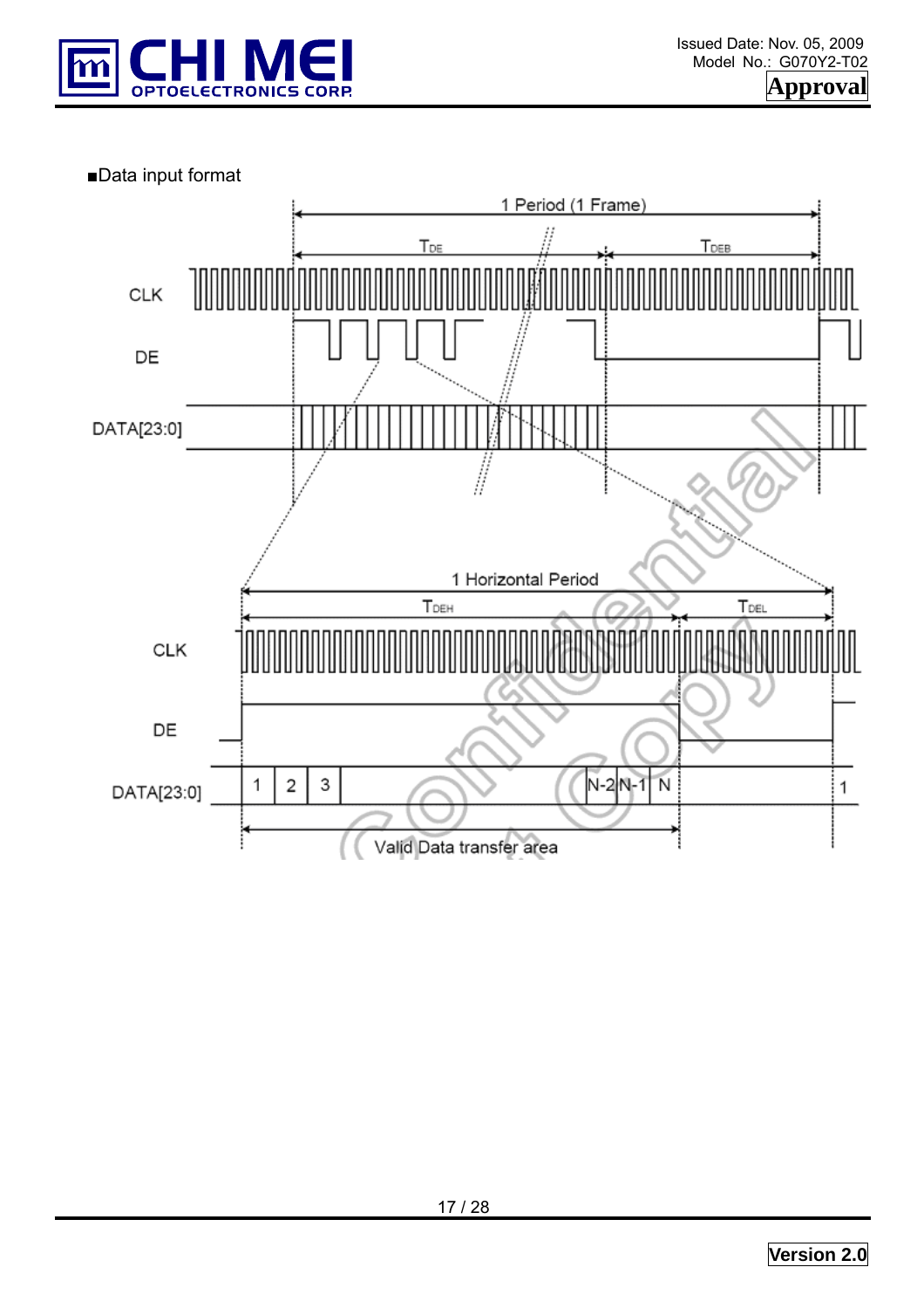■Data input format

1 Period (1 Frame)

$T_{DE}$

$T_{DEB}$

CLK

DE

DATA[23:0]

1 Horizontal Period

$T_{DEH}$

$T_{DEL}$

CLK

DE

DATA[23:0]

1 2 3 N-2 N-1 N 1

Valid Data transfer area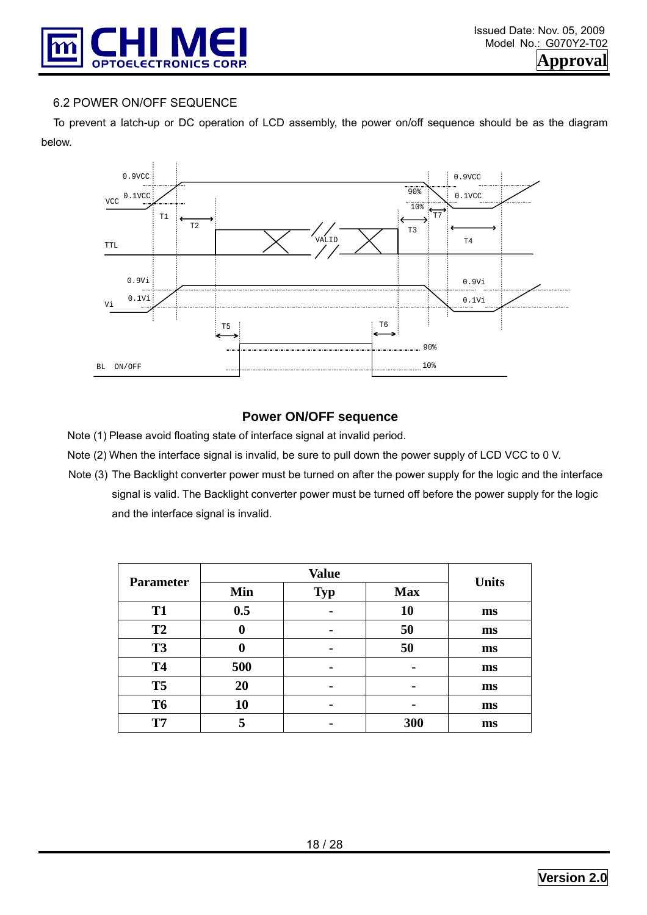### 6.2 POWER ON/OFF SEQUENCE

To prevent a latch-up or DC operation of LCD assembly, the power on/off sequence should be as the diagram below.

0.9VCC
0.1VCC
VCC
T1
T2
90%
10%
T7
T3
0.9VCC
0.1VCC
T4
TTL
VALID
0.9Vi
0.1Vi
Vi
0.9Vi
0.1Vi
T5
T6
90%
10%
BL ON/OFF

**Power ON/OFF sequence**

Note (1) Please avoid floating state of interface signal at invalid period.

Note (2) When the interface signal is invalid, be sure to pull down the power supply of LCD VCC to 0 V.

Note (3) The Backlight converter power must be turned on after the power supply for the logic and the interface signal is valid. The Backlight converter power must be turned off before the power supply for the logic and the interface signal is invalid.

| Parameter | Value | | | Units |
|---|---|---|---|---|
| | Min | Typ | Max | |
| T1 | 0.5 | - | 10 | ms |
| T2 | 0 | - | 50 | ms |
| T3 | 0 | - | 50 | ms |
| T4 | 500 | - | - | ms |
| T5 | 20 | - | - | ms |
| T6 | 10 | - | - | ms |
| T7 | 5 | - | 300 | ms |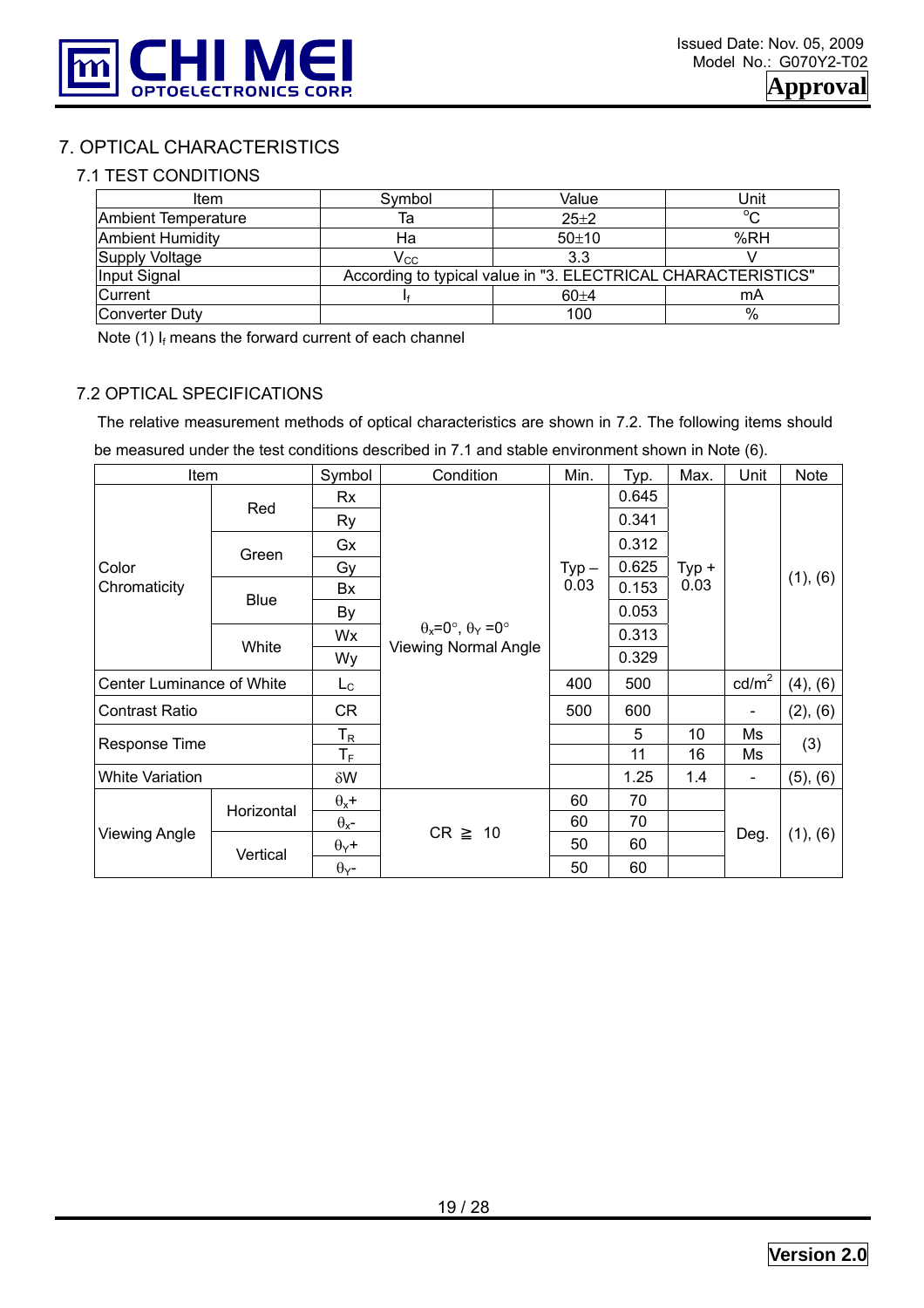# 7. OPTICAL CHARACTERISTICS

## 7.1 TEST CONDITIONS

| Item | Symbol | Value | Unit |
|---|---|---|---|
| Ambient Temperature | Ta | 25±2 | °C |
| Ambient Humidity | Ha | 50±10 | %RH |
| Supply Voltage | $V_{CC}$ | 3.3 | V |
| Input Signal | According to typical value in "3. ELECTRICAL CHARACTERISTICS" | | |
| Current | $I_f$ | 60±4 | mA |
| Converter Duty | | 100 | % |

Note (1) $I_f$ means the forward current of each channel

## 7.2 OPTICAL SPECIFICATIONS

The relative measurement methods of optical characteristics are shown in 7.2. The following items should be measured under the test conditions described in 7.1 and stable environment shown in Note (6).

| Item | | Symbol | Condition | Min. | Typ. | Max. | Unit | Note |
|---|---|---|---|---|---|---|---|---|
| Color Chromaticity | Red | Rx | $\theta_x$=0°, $\theta_Y$ =0° Viewing Normal Angle | Typ – 0.03 | 0.645 | Typ + 0.03 | | (1), (6) |
| | | Ry | | | 0.341 | | | |
| | Green | Gx | | | 0.312 | | | |
| | | Gy | | | 0.625 | | | |
| | Blue | Bx | | | 0.153 | | | |
| | | By | | | 0.053 | | | |
| | White | Wx | | | 0.313 | | | |
| | | Wy | | | 0.329 | | | |
| Center Luminance of White | | $L_C$ | | 400 | 500 | | cd/m$^2$ | (4), (6) |
| Contrast Ratio | | CR | | 500 | 600 | | - | (2), (6) |
| Response Time | | $T_R$ | | | 5 | 10 | Ms | (3) |
| | | $T_F$ | | | 11 | 16 | Ms | |
| White Variation | | δW | | | 1.25 | 1.4 | - | (5), (6) |
| Viewing Angle | Horizontal | $\theta_x$+ | CR ≧ 10 | 60 | 70 | | Deg. | (1), (6) |
| | | $\theta_x$- | | 60 | 70 | | | |
| | Vertical | $\theta_Y$+ | | 50 | 60 | | | |
| | | $\theta_Y$- | | 50 | 60 | | | |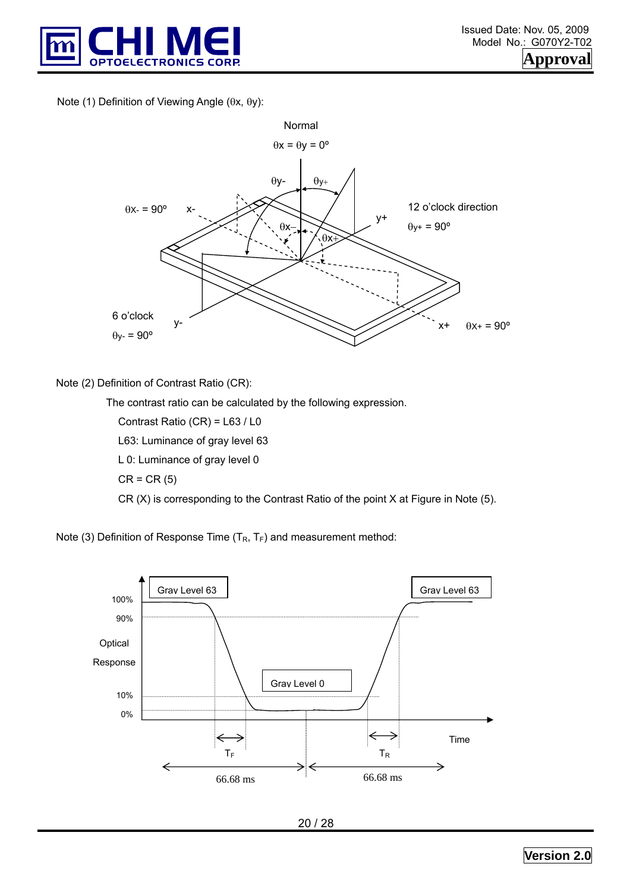Note (1) Definition of Viewing Angle (θx, θy):

Normal

θx = θy = 0º

θy-

θy+

θX- = 90º

x-

12 o'clock direction

y+

θy+ = 90º

θx−

θx+

6 o'clock

y-

θy- = 90º

x+

θX+ = 90º

Note (2) Definition of Contrast Ratio (CR):

The contrast ratio can be calculated by the following expression.

Contrast Ratio (CR) = L63 / L0

L63: Luminance of gray level 63

L 0: Luminance of gray level 0

CR = CR (5)

CR (X) is corresponding to the Contrast Ratio of the point X at Figure in Note (5).

Note (3) Definition of Response Time ($T_R$, $T_F$) and measurement method:

Gray Level 63

Gray Level 63

100%

90%

Optical

Response

Gray Level 0

10%

0%

Time

$T_F$

$T_R$

66.68 ms

66.68 ms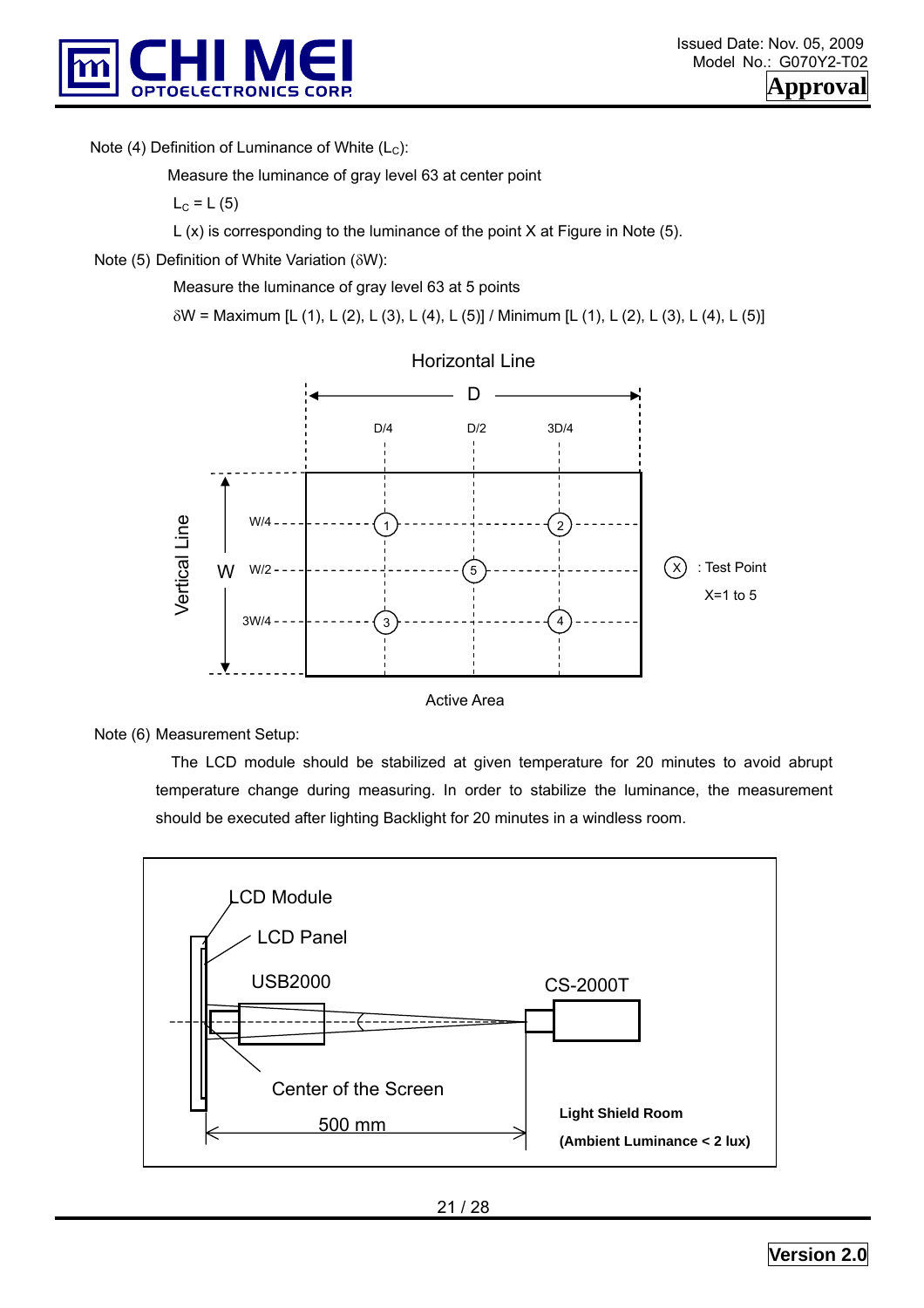Note (4) Definition of Luminance of White ($L_C$):

Measure the luminance of gray level 63 at center point

$L_C = L(5)$

L (x) is corresponding to the luminance of the point X at Figure in Note (5).

Note (5) Definition of White Variation (δW):

Measure the luminance of gray level 63 at 5 points

δW = Maximum [L (1), L (2), L (3), L (4), L (5)] / Minimum [L (1), L (2), L (3), L (4), L (5)]

Horizontal Line

D

D/4

D/2

3D/4

Vertical Line

W

W/4

W/2

3W/4

1

2

3

4

5

X : Test Point

X=1 to 5

Active Area

Note (6) Measurement Setup:

The LCD module should be stabilized at given temperature for 20 minutes to avoid abrupt temperature change during measuring. In order to stabilize the luminance, the measurement should be executed after lighting Backlight for 20 minutes in a windless room.

LCD Module

LCD Panel

USB2000

CS-2000T

Center of the Screen

500 mm

**Light Shield Room**

**(Ambient Luminance < 2 lux)**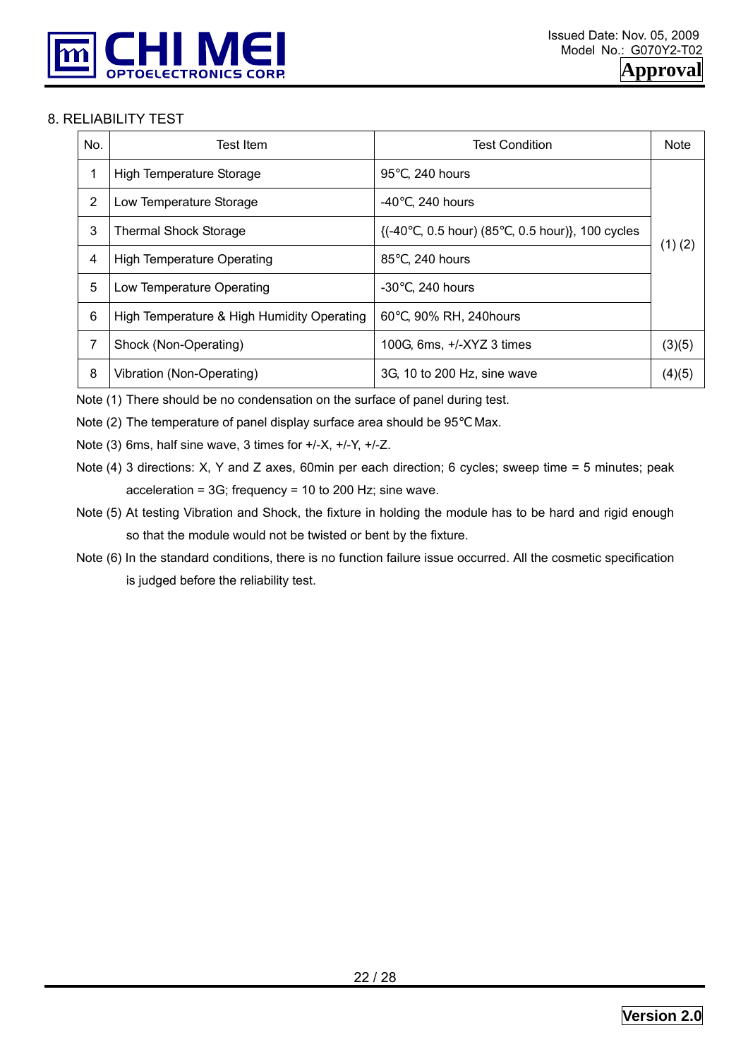## 8. RELIABILITY TEST

| No. | Test Item | Test Condition | Note |
|---|---|---|---|
| 1 | High Temperature Storage | 95°C, 240 hours | (1) (2) |
| 2 | Low Temperature Storage | -40°C, 240 hours | |
| 3 | Thermal Shock Storage | {(-40°C, 0.5 hour) (85°C, 0.5 hour)}, 100 cycles | |
| 4 | High Temperature Operating | 85°C, 240 hours | |
| 5 | Low Temperature Operating | -30°C, 240 hours | |
| 6 | High Temperature & High Humidity Operating | 60°C, 90% RH, 240hours | |
| 7 | Shock (Non-Operating) | 100G, 6ms, +/-XYZ 3 times | (3)(5) |
| 8 | Vibration (Non-Operating) | 3G, 10 to 200 Hz, sine wave | (4)(5) |

Note (1) There should be no condensation on the surface of panel during test.

Note (2) The temperature of panel display surface area should be 95°C Max.

Note (3) 6ms, half sine wave, 3 times for +/-X, +/-Y, +/-Z.

Note (4) 3 directions: X, Y and Z axes, 60min per each direction; 6 cycles; sweep time = 5 minutes; peak acceleration = 3G; frequency = 10 to 200 Hz; sine wave.

Note (5) At testing Vibration and Shock, the fixture in holding the module has to be hard and rigid enough so that the module would not be twisted or bent by the fixture.

Note (6) In the standard conditions, there is no function failure issue occurred. All the cosmetic specification is judged before the reliability test.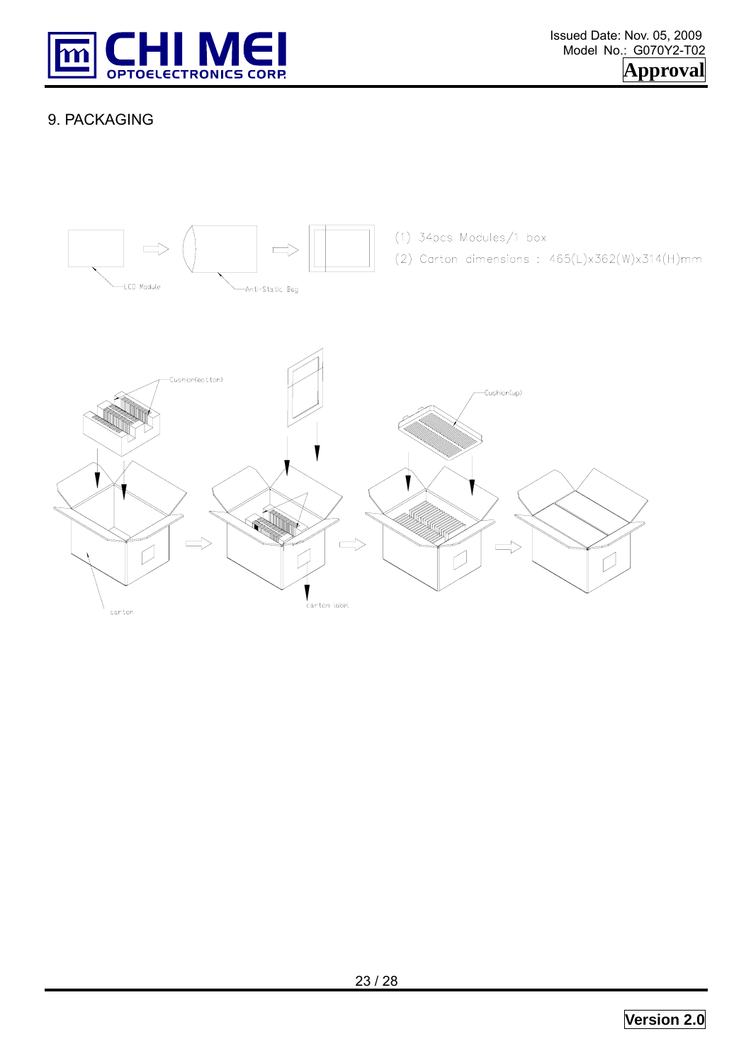# 9. PACKAGING

(1) 34pcs Modules/1 box

(2) Carton dimensions : 465(L)x362(W)x314(H)mm

LCD Module

Anti-Static Bag

Cushion(bottom)

Cushion(up)

carton

carton label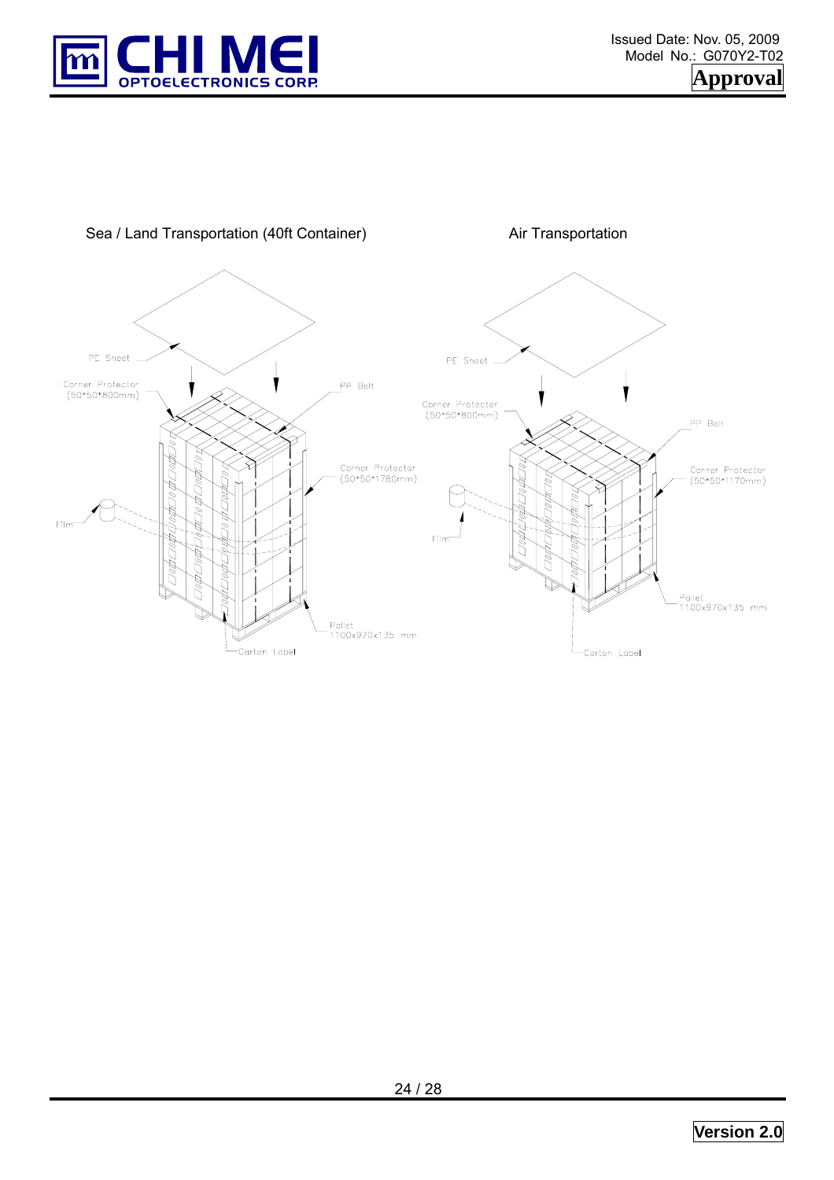Sea / Land Transportation (40ft Container)

PE Sheet

Corner Protector (50*50*800mm)

PP Belt

Corner Protector (50*50*1780mm)

Film

Pallet 1100x970x135 mm

Carton Label

Air Transportation

PE Sheet

Corner Protector (50*50*800mm)

PP Belt

Corner Protector (50*50*1170mm)

Film

Pallet 1100x970x135 mm

Carton Label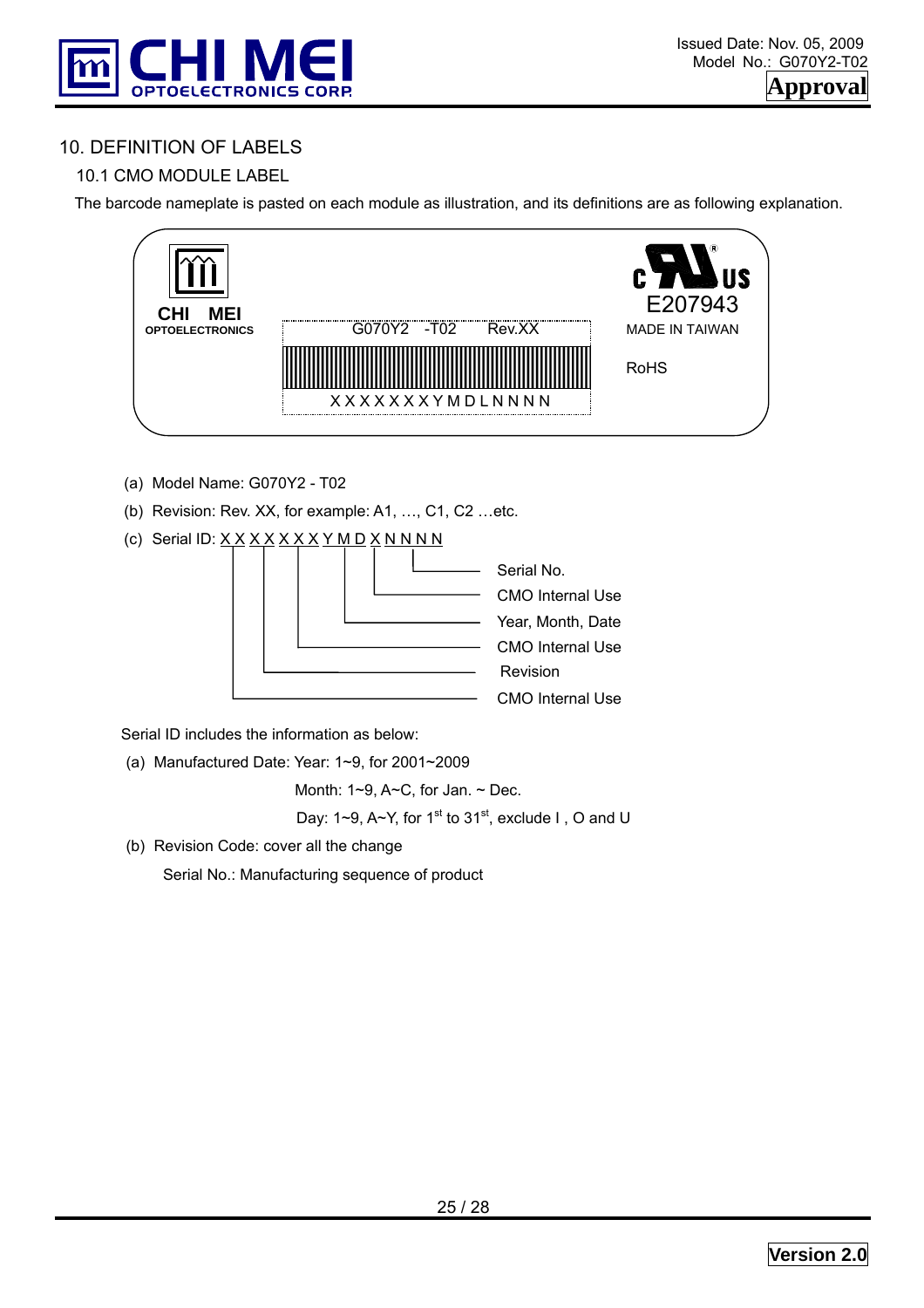## 10. DEFINITION OF LABELS

### 10.1 CMO MODULE LABEL

The barcode nameplate is pasted on each module as illustration, and its definitions are as following explanation.

CHI MEI
OPTOELECTRONICS

G070Y2 -T02 Rev.XX

X X X X X X X Y M D L N N N N

E207943
MADE IN TAIWAN

RoHS

(a) Model Name: G070Y2 - T02

(b) Revision: Rev. XX, for example: A1, …, C1, C2 …etc.

(c) Serial ID: X X X X X X X Y M D X N N N N

- Serial No.
- CMO Internal Use
- Year, Month, Date
- CMO Internal Use
- Revision
- CMO Internal Use

Serial ID includes the information as below:

(a) Manufactured Date: Year: 1~9, for 2001~2009

Month: 1~9, A~C, for Jan. ~ Dec.

Day: 1~9, A~Y, for 1st to 31st, exclude I , O and U

(b) Revision Code: cover all the change

Serial No.: Manufacturing sequence of product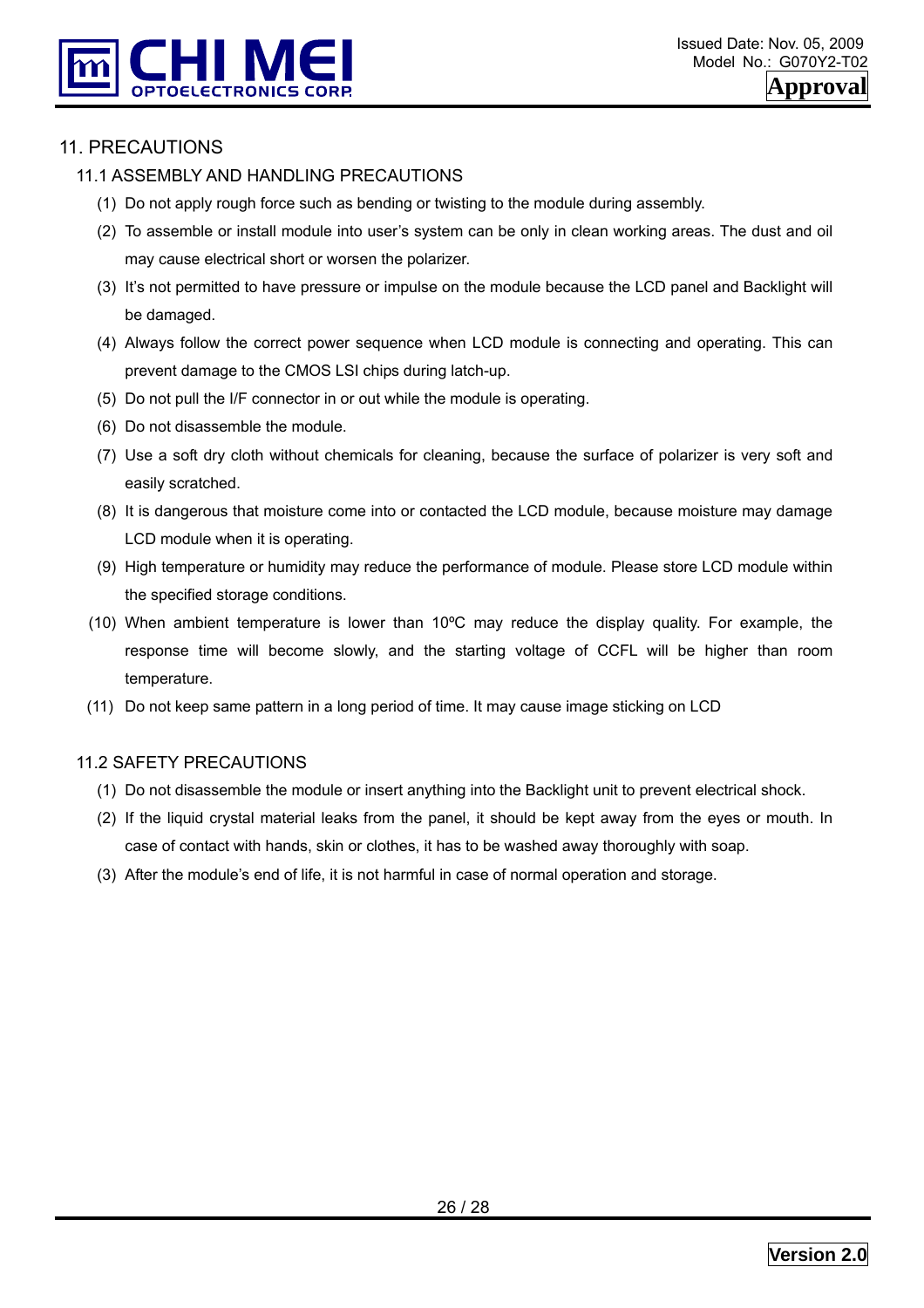# 11. PRECAUTIONS

## 11.1 ASSEMBLY AND HANDLING PRECAUTIONS

(1) Do not apply rough force such as bending or twisting to the module during assembly.

(2) To assemble or install module into user's system can be only in clean working areas. The dust and oil may cause electrical short or worsen the polarizer.

(3) It's not permitted to have pressure or impulse on the module because the LCD panel and Backlight will be damaged.

(4) Always follow the correct power sequence when LCD module is connecting and operating. This can prevent damage to the CMOS LSI chips during latch-up.

(5) Do not pull the I/F connector in or out while the module is operating.

(6) Do not disassemble the module.

(7) Use a soft dry cloth without chemicals for cleaning, because the surface of polarizer is very soft and easily scratched.

(8) It is dangerous that moisture come into or contacted the LCD module, because moisture may damage LCD module when it is operating.

(9) High temperature or humidity may reduce the performance of module. Please store LCD module within the specified storage conditions.

(10) When ambient temperature is lower than 10ºC may reduce the display quality. For example, the response time will become slowly, and the starting voltage of CCFL will be higher than room temperature.

(11) Do not keep same pattern in a long period of time. It may cause image sticking on LCD

## 11.2 SAFETY PRECAUTIONS

(1) Do not disassemble the module or insert anything into the Backlight unit to prevent electrical shock.

(2) If the liquid crystal material leaks from the panel, it should be kept away from the eyes or mouth. In case of contact with hands, skin or clothes, it has to be washed away thoroughly with soap.

(3) After the module's end of life, it is not harmful in case of normal operation and storage.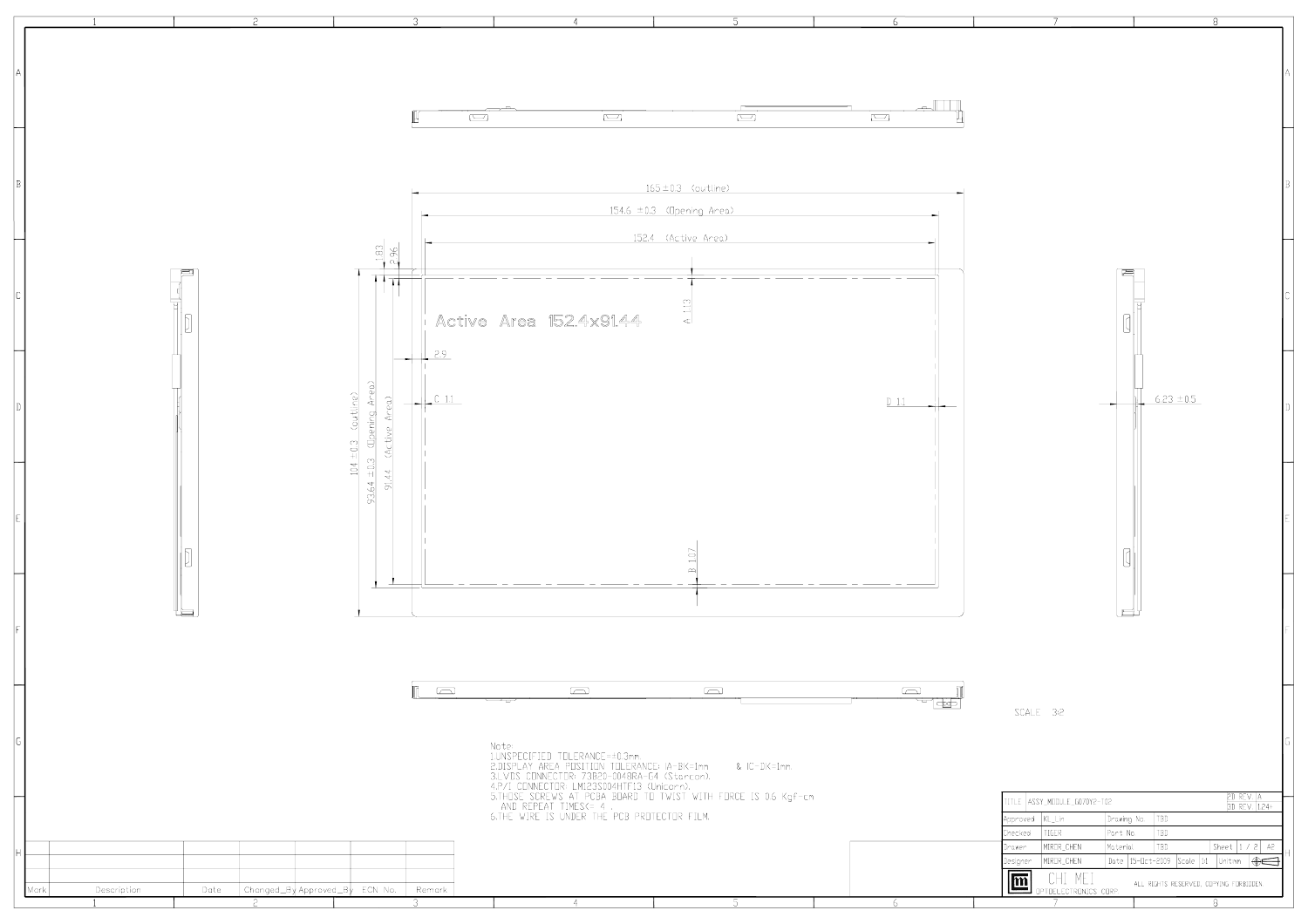165±0.3 (outline)

154.6 ±0.3 (Opening Area)

152.4 (Active Area)

1.83

2.96

A 1.13

Active Area 152.4x91.44

2.9

C 1.1

D 1.1

104±0.3 (outline)

93.64 ±0.3 (Opening Area)

91.44 (Active Area)

B 1.07

6.23 ±0.5

SCALE 3:2

Note:

1.UNSPECIFIED TOLERANCE=±0.3mm
2.DISPLAY AREA POSITION TOLERANCE: |A-B|<=1mm & |C-D|<=1mm
3.LVDS CONNECTOR: 73820-0048RA-64 (Starconn).
4.P/I CONNECTOR: LM123S004HTF13 (Unicorn).
5.THOSE SCREWS AT PCBA BOARD TO TWIST WITH FORCE IS 0.6 Kgf-cm
  AND REPEAT TIMES<= 4 .
6.THE WIRE IS UNDER THE PCB PROTECTOR FILM.

| | | | | | | | |
|---|---|---|---|---|---|---|---|
| Mark | Description | Date | Changed_By | Approved_By | ECN No. | Remark | |

| | | | | | | | |
|---|---|---|---|---|---|---|---|
| TITLE | ASSY_MODULE_G070Y2-T02 | | | | | 2D REV | A |
| | | | | | | 3D REV | 1.24 |
| Approved | KL_Lin | Drawing No. | TBD | | | | |
| Checked | TIGER | Part No. | TBD | | | | |
| Drawer | MIRDR_CHEN | Material | TBD | Sheet | 1 / 2 | A2 | |
| Designer | MIRDR_CHEN | Date | 15-Oct-2009 | Scale | 1:1 | Unit:mm | |

CHI MEI OPTOELECTRONICS CORP.

ALL RIGHTS RESERVED, COPYING FORBIDDEN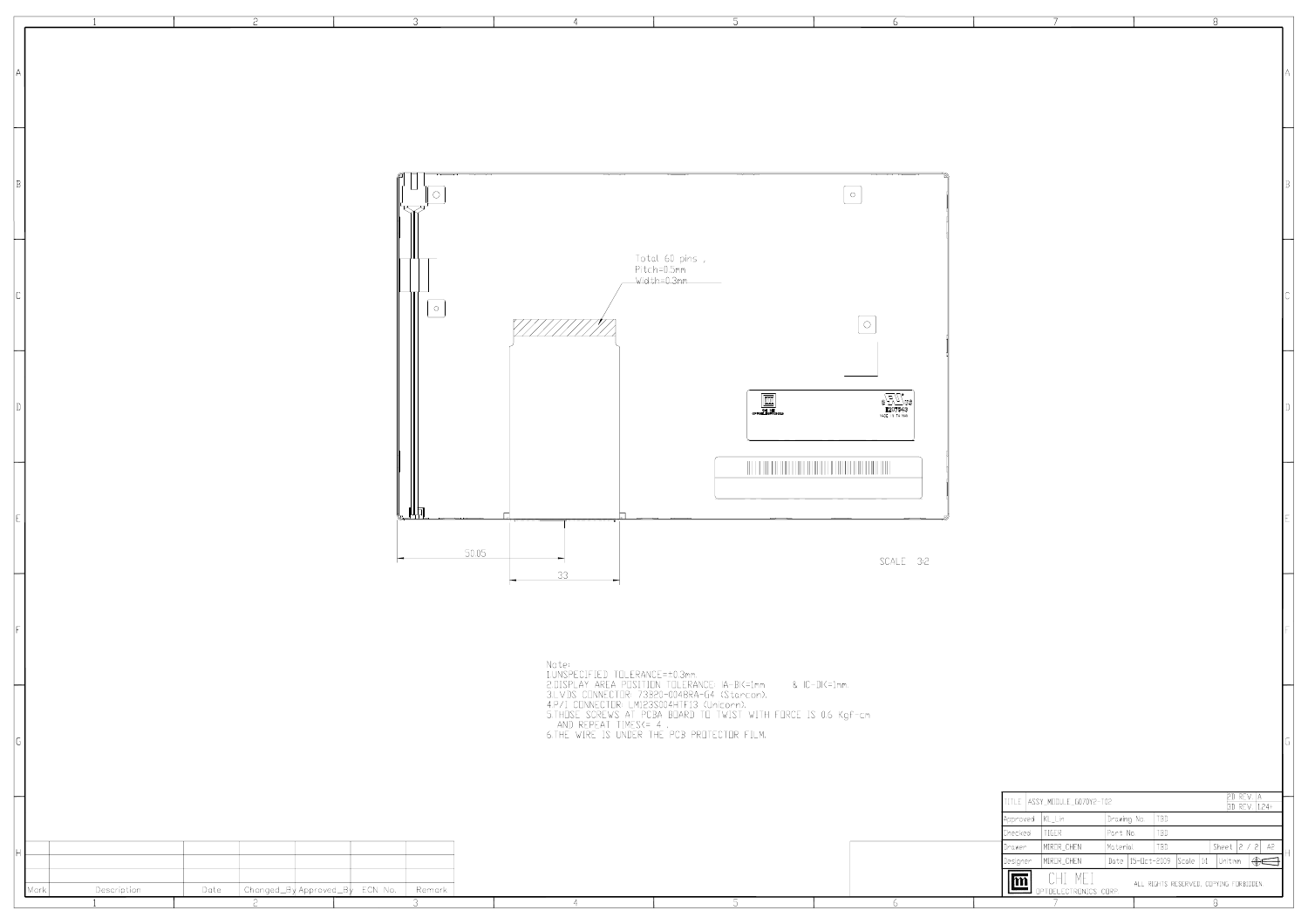Total 60 pins ,
Pitch=0.5mm
Width=0.3mm

50.05

33

SCALE 3:2

Note:
1.UNSPECIFIED TOLERANCE=±0.3mm.
2.DISPLAY AREA POSITION TOLERANCE: |A-B|<=1mm & |C-D|<=1mm.
3.LVDS CONNECTOR: 73820-0048RA-G4 (Starcon).
4.P/I CONNECTOR: LM123S004HTF13 (Unicorn).
5.THOSE SCREWS AT PCBA BOARD TO TWIST WITH FORCE IS 0.6 Kgf-cm
AND REPEAT TIMES<= 4 .
6.THE WIRE IS UNDER THE PCB PROTECTOR FILM.

| | | | | | | |
|---|---|---|---|---|---|---|
| Mark | Description | Date | Changed_By | Approved_By | ECN No. | Remark |

| | | | | | |
|---|---|---|---|---|---|
| TITLE | ASSY_MODULE_G070Y2-T02 | | | 2D REV | A |
| | | | | 3D REV | 1.24+ |
| Approved | KL_Lin | Drawing No. | TBD | | |
| Checked | TIGER | Part No | TBD | | |
| Drawer | MIRDR_CHEN | Material | TBD | Sheet | 2 / 2 A3 |
| Designer | MIRDR_CHEN | Date | 15-Oct-2009 | Scale 1:1 | Unit mm |
| CHI MEI OPTOELECTRONICS CORP. | | ALL RIGHTS RESERVED, COPYING FORBIDDEN | | | |